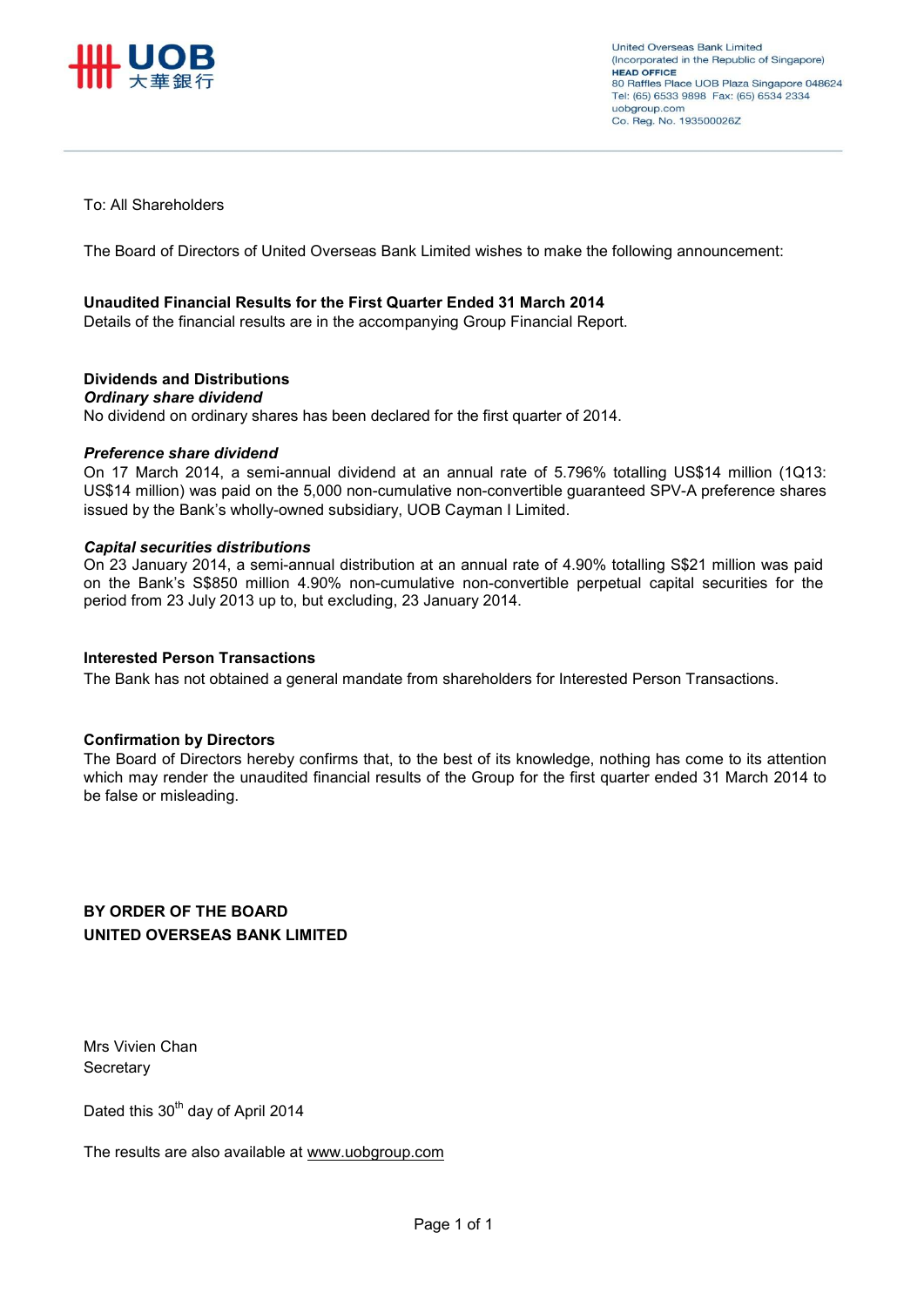United Overseas Bank Limited
(Incorporated in the Republic of Singapore)
**HEAD OFFICE**
80 Raffles Place UOB Plaza Singapore 048624
Tel: (65) 6533 9898 Fax: (65) 6534 2334
uobgroup.com
Co. Reg. No. 193500026Z

To: All Shareholders

The Board of Directors of United Overseas Bank Limited wishes to make the following announcement:

**Unaudited Financial Results for the First Quarter Ended 31 March 2014**

Details of the financial results are in the accompanying Group Financial Report.

**Dividends and Distributions**

***Ordinary share dividend***

No dividend on ordinary shares has been declared for the first quarter of 2014.

***Preference share dividend***

On 17 March 2014, a semi-annual dividend at an annual rate of 5.796% totalling US$14 million (1Q13: US$14 million) was paid on the 5,000 non-cumulative non-convertible guaranteed SPV-A preference shares issued by the Bank's wholly-owned subsidiary, UOB Cayman I Limited.

***Capital securities distributions***

On 23 January 2014, a semi-annual distribution at an annual rate of 4.90% totalling S$21 million was paid on the Bank's S$850 million 4.90% non-cumulative non-convertible perpetual capital securities for the period from 23 July 2013 up to, but excluding, 23 January 2014.

**Interested Person Transactions**

The Bank has not obtained a general mandate from shareholders for Interested Person Transactions.

**Confirmation by Directors**

The Board of Directors hereby confirms that, to the best of its knowledge, nothing has come to its attention which may render the unaudited financial results of the Group for the first quarter ended 31 March 2014 to be false or misleading.

**BY ORDER OF THE BOARD**
**UNITED OVERSEAS BANK LIMITED**

Mrs Vivien Chan
Secretary

Dated this 30th day of April 2014

The results are also available at www.uobgroup.com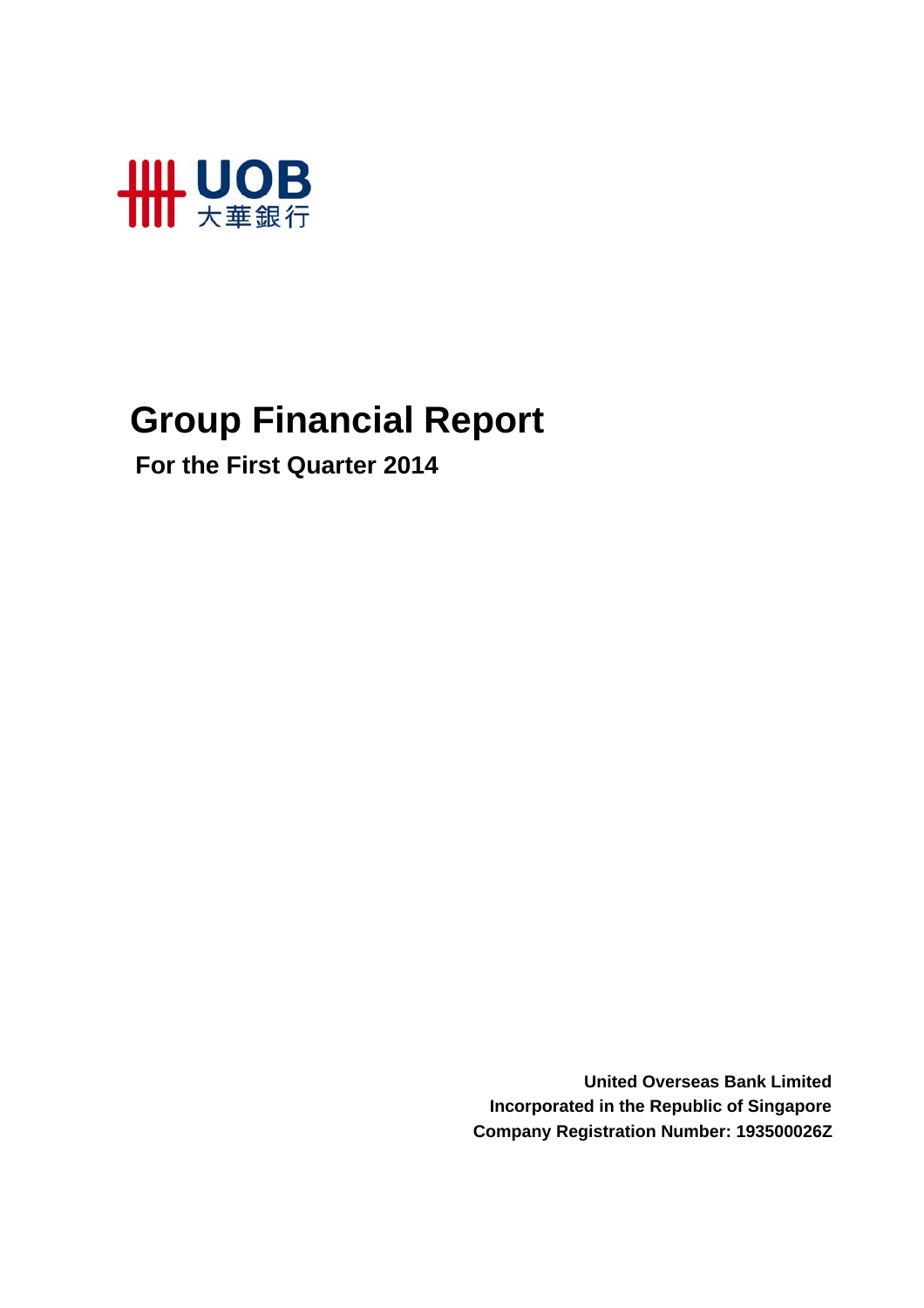# Group Financial Report

**For the First Quarter 2014**

**United Overseas Bank Limited**
**Incorporated in the Republic of Singapore**
**Company Registration Number: 193500026Z**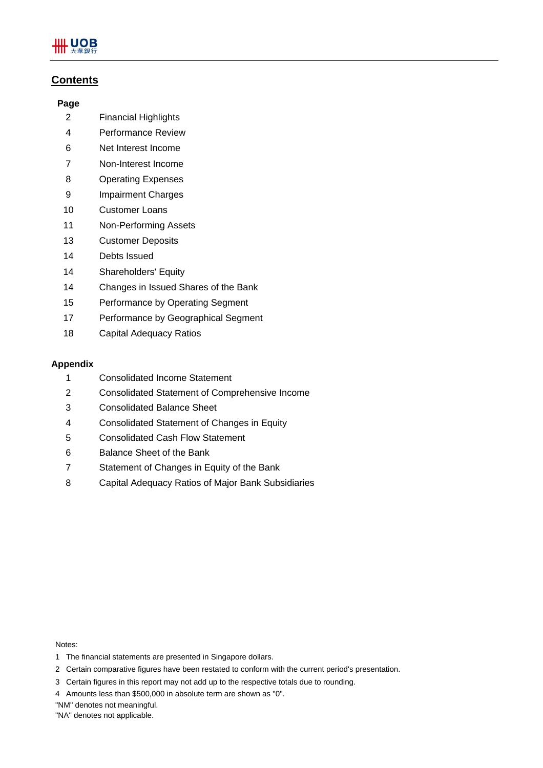## Contents

| Page | |
|---|---|
| 2 | Financial Highlights |
| 4 | Performance Review |
| 6 | Net Interest Income |
| 7 | Non-Interest Income |
| 8 | Operating Expenses |
| 9 | Impairment Charges |
| 10 | Customer Loans |
| 11 | Non-Performing Assets |
| 13 | Customer Deposits |
| 14 | Debts Issued |
| 14 | Shareholders' Equity |
| 14 | Changes in Issued Shares of the Bank |
| 15 | Performance by Operating Segment |
| 17 | Performance by Geographical Segment |
| 18 | Capital Adequacy Ratios |

**Appendix**

| | |
|---|---|
| 1 | Consolidated Income Statement |
| 2 | Consolidated Statement of Comprehensive Income |
| 3 | Consolidated Balance Sheet |
| 4 | Consolidated Statement of Changes in Equity |
| 5 | Consolidated Cash Flow Statement |
| 6 | Balance Sheet of the Bank |
| 7 | Statement of Changes in Equity of the Bank |
| 8 | Capital Adequacy Ratios of Major Bank Subsidiaries |

Notes:

1 The financial statements are presented in Singapore dollars.

2 Certain comparative figures have been restated to conform with the current period's presentation.

3 Certain figures in this report may not add up to the respective totals due to rounding.

4 Amounts less than $500,000 in absolute term are shown as "0".

"NM" denotes not meaningful.

"NA" denotes not applicable.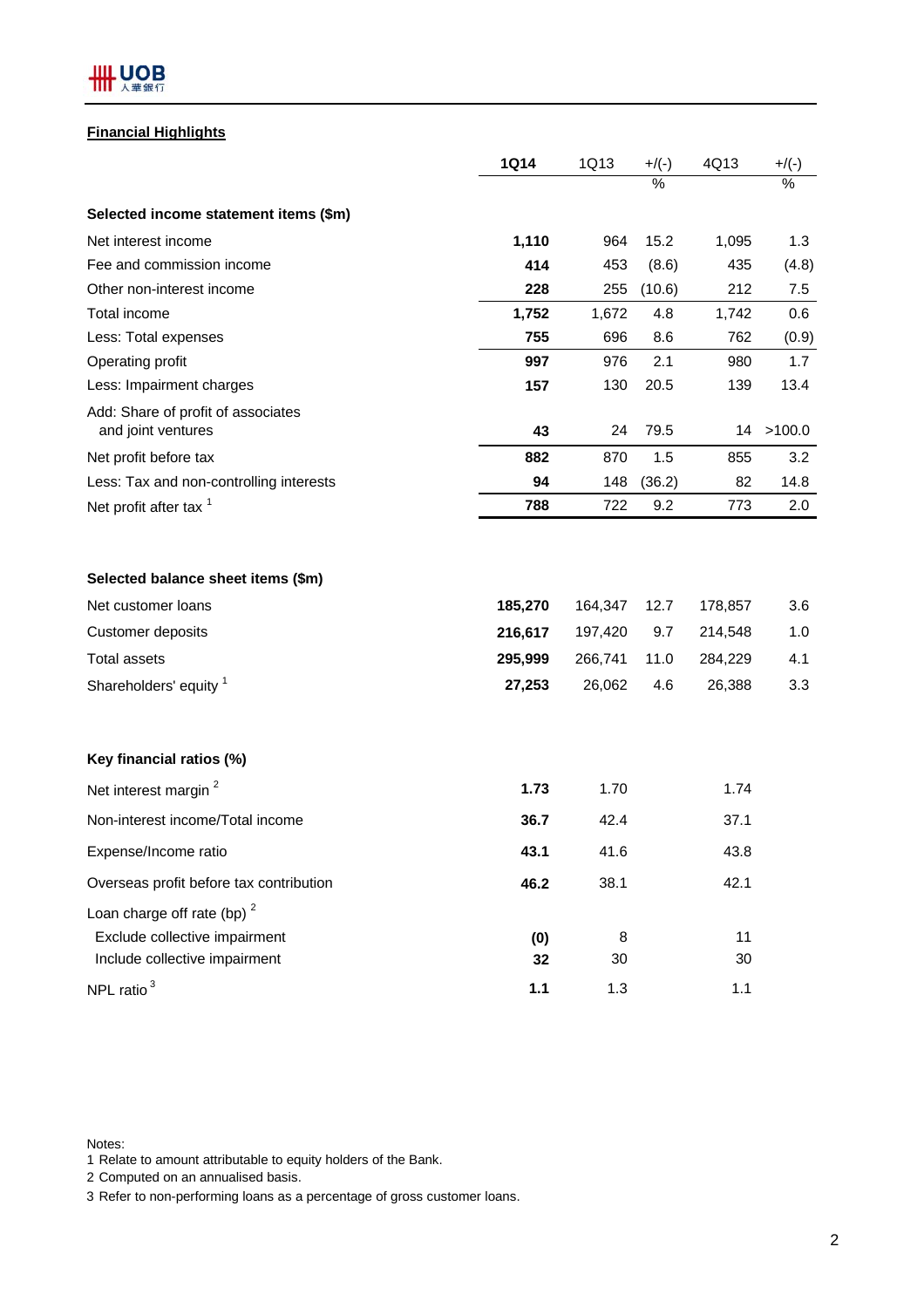## Financial Highlights

| | 1Q14 | 1Q13 | +/(-) | 4Q13 | +/(-) |
|---|---|---|---|---|---|
| | | | % | | % |
| **Selected income statement items ($m)** | | | | | |
| Net interest income | **1,110** | 964 | 15.2 | 1,095 | 1.3 |
| Fee and commission income | **414** | 453 | (8.6) | 435 | (4.8) |
| Other non-interest income | **228** | 255 | (10.6) | 212 | 7.5 |
| Total income | **1,752** | 1,672 | 4.8 | 1,742 | 0.6 |
| Less: Total expenses | **755** | 696 | 8.6 | 762 | (0.9) |
| Operating profit | **997** | 976 | 2.1 | 980 | 1.7 |
| Less: Impairment charges | **157** | 130 | 20.5 | 139 | 13.4 |
| Add: Share of profit of associates and joint ventures | **43** | 24 | 79.5 | 14 | >100.0 |
| Net profit before tax | **882** | 870 | 1.5 | 855 | 3.2 |
| Less: Tax and non-controlling interests | **94** | 148 | (36.2) | 82 | 14.8 |
| Net profit after tax [1] | **788** | 722 | 9.2 | 773 | 2.0 |
| | | | | | |
| **Selected balance sheet items ($m)** | | | | | |
| Net customer loans | **185,270** | 164,347 | 12.7 | 178,857 | 3.6 |
| Customer deposits | **216,617** | 197,420 | 9.7 | 214,548 | 1.0 |
| Total assets | **295,999** | 266,741 | 11.0 | 284,229 | 4.1 |
| Shareholders' equity [1] | **27,253** | 26,062 | 4.6 | 26,388 | 3.3 |
| | | | | | |
| **Key financial ratios (%)** | | | | | |
| Net interest margin [2] | **1.73** | 1.70 | | 1.74 | |
| Non-interest income/Total income | **36.7** | 42.4 | | 37.1 | |
| Expense/Income ratio | **43.1** | 41.6 | | 43.8 | |
| Overseas profit before tax contribution | **46.2** | 38.1 | | 42.1 | |
| Loan charge off rate (bp) [2] | | | | | |
| Exclude collective impairment | **(0)** | 8 | | 11 | |
| Include collective impairment | **32** | 30 | | 30 | |
| NPL ratio [3] | **1.1** | 1.3 | | 1.1 | |

Notes:
1 Relate to amount attributable to equity holders of the Bank.
2 Computed on an annualised basis.
3 Refer to non-performing loans as a percentage of gross customer loans.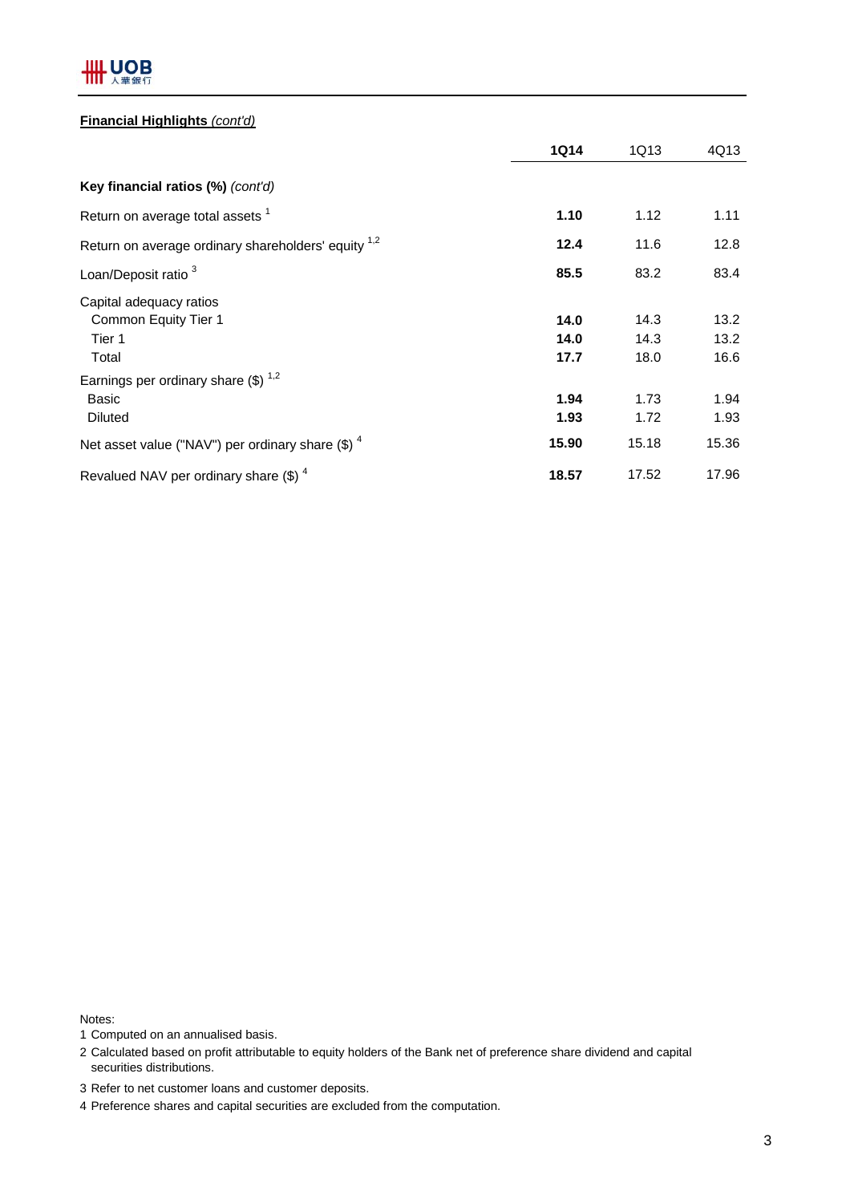**Financial Highlights** *(cont'd)*

| | **1Q14** | 1Q13 | 4Q13 |
|---|---|---|---|
| **Key financial ratios (%)** *(cont'd)* | | | |
| Return on average total assets [1] | **1.10** | 1.12 | 1.11 |
| Return on average ordinary shareholders' equity [1,2] | **12.4** | 11.6 | 12.8 |
| Loan/Deposit ratio [3] | **85.5** | 83.2 | 83.4 |
| Capital adequacy ratios | | | |
| Common Equity Tier 1 | **14.0** | 14.3 | 13.2 |
| Tier 1 | **14.0** | 14.3 | 13.2 |
| Total | **17.7** | 18.0 | 16.6 |
| Earnings per ordinary share ($) [1,2] | | | |
| Basic | **1.94** | 1.73 | 1.94 |
| Diluted | **1.93** | 1.72 | 1.93 |
| Net asset value ("NAV") per ordinary share ($) [4] | **15.90** | 15.18 | 15.36 |
| Revalued NAV per ordinary share ($) [4] | **18.57** | 17.52 | 17.96 |

Notes:

1 Computed on an annualised basis.

2 Calculated based on profit attributable to equity holders of the Bank net of preference share dividend and capital securities distributions.

3 Refer to net customer loans and customer deposits.

4 Preference shares and capital securities are excluded from the computation.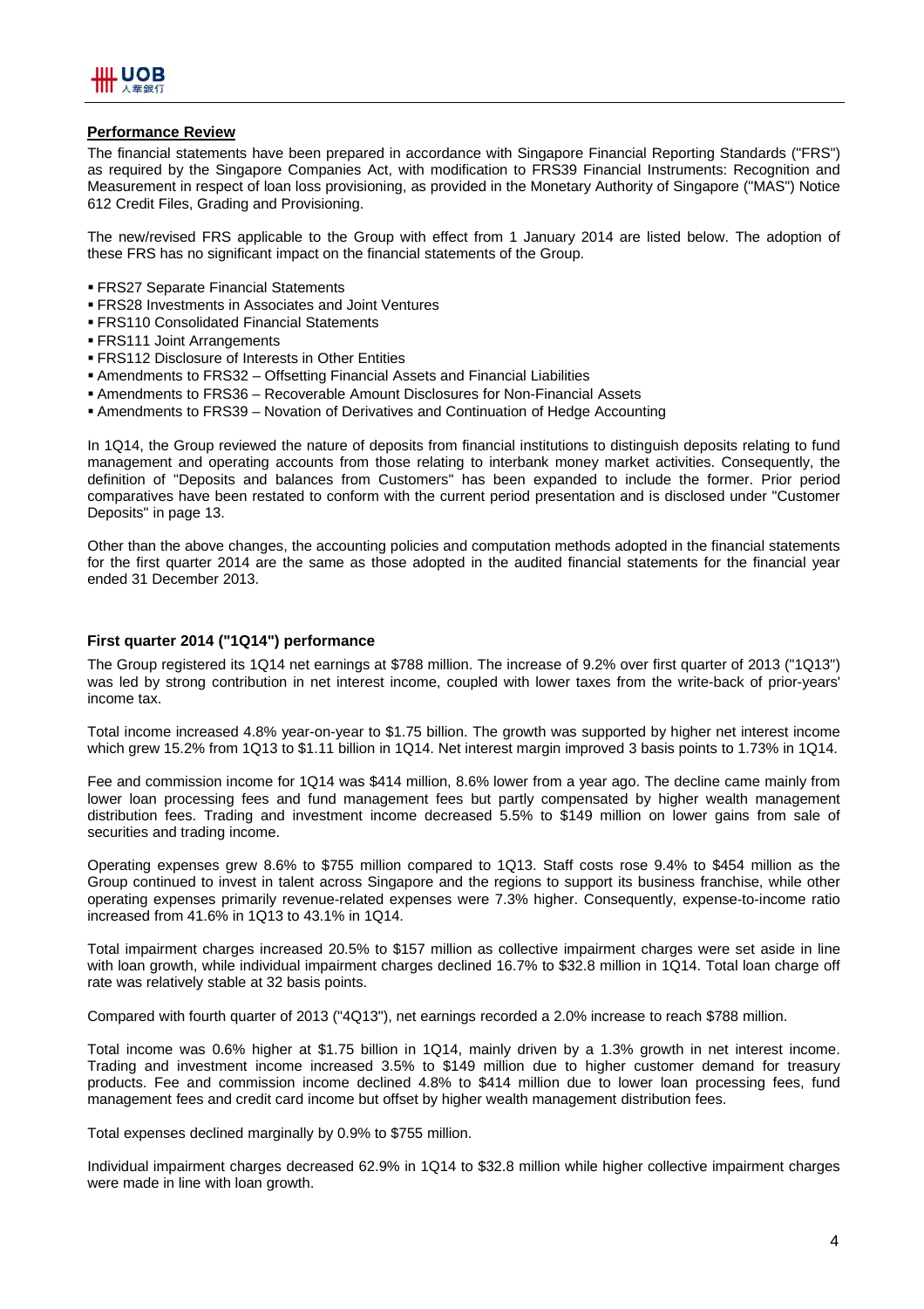**Performance Review**

The financial statements have been prepared in accordance with Singapore Financial Reporting Standards ("FRS") as required by the Singapore Companies Act, with modification to FRS39 Financial Instruments: Recognition and Measurement in respect of loan loss provisioning, as provided in the Monetary Authority of Singapore ("MAS") Notice 612 Credit Files, Grading and Provisioning.

The new/revised FRS applicable to the Group with effect from 1 January 2014 are listed below. The adoption of these FRS has no significant impact on the financial statements of the Group.

- FRS27 Separate Financial Statements
- FRS28 Investments in Associates and Joint Ventures
- FRS110 Consolidated Financial Statements
- FRS111 Joint Arrangements
- FRS112 Disclosure of Interests in Other Entities
- Amendments to FRS32 – Offsetting Financial Assets and Financial Liabilities
- Amendments to FRS36 – Recoverable Amount Disclosures for Non-Financial Assets
- Amendments to FRS39 – Novation of Derivatives and Continuation of Hedge Accounting

In 1Q14, the Group reviewed the nature of deposits from financial institutions to distinguish deposits relating to fund management and operating accounts from those relating to interbank money market activities. Consequently, the definition of "Deposits and balances from Customers" has been expanded to include the former. Prior period comparatives have been restated to conform with the current period presentation and is disclosed under "Customer Deposits" in page 13.

Other than the above changes, the accounting policies and computation methods adopted in the financial statements for the first quarter 2014 are the same as those adopted in the audited financial statements for the financial year ended 31 December 2013.

**First quarter 2014 ("1Q14") performance**

The Group registered its 1Q14 net earnings at $788 million. The increase of 9.2% over first quarter of 2013 ("1Q13") was led by strong contribution in net interest income, coupled with lower taxes from the write-back of prior-years' income tax.

Total income increased 4.8% year-on-year to $1.75 billion. The growth was supported by higher net interest income which grew 15.2% from 1Q13 to $1.11 billion in 1Q14. Net interest margin improved 3 basis points to 1.73% in 1Q14.

Fee and commission income for 1Q14 was $414 million, 8.6% lower from a year ago. The decline came mainly from lower loan processing fees and fund management fees but partly compensated by higher wealth management distribution fees. Trading and investment income decreased 5.5% to $149 million on lower gains from sale of securities and trading income.

Operating expenses grew 8.6% to $755 million compared to 1Q13. Staff costs rose 9.4% to $454 million as the Group continued to invest in talent across Singapore and the regions to support its business franchise, while other operating expenses primarily revenue-related expenses were 7.3% higher. Consequently, expense-to-income ratio increased from 41.6% in 1Q13 to 43.1% in 1Q14.

Total impairment charges increased 20.5% to $157 million as collective impairment charges were set aside in line with loan growth, while individual impairment charges declined 16.7% to $32.8 million in 1Q14. Total loan charge off rate was relatively stable at 32 basis points.

Compared with fourth quarter of 2013 ("4Q13"), net earnings recorded a 2.0% increase to reach $788 million.

Total income was 0.6% higher at $1.75 billion in 1Q14, mainly driven by a 1.3% growth in net interest income. Trading and investment income increased 3.5% to $149 million due to higher customer demand for treasury products. Fee and commission income declined 4.8% to $414 million due to lower loan processing fees, fund management fees and credit card income but offset by higher wealth management distribution fees.

Total expenses declined marginally by 0.9% to $755 million.

Individual impairment charges decreased 62.9% in 1Q14 to $32.8 million while higher collective impairment charges were made in line with loan growth.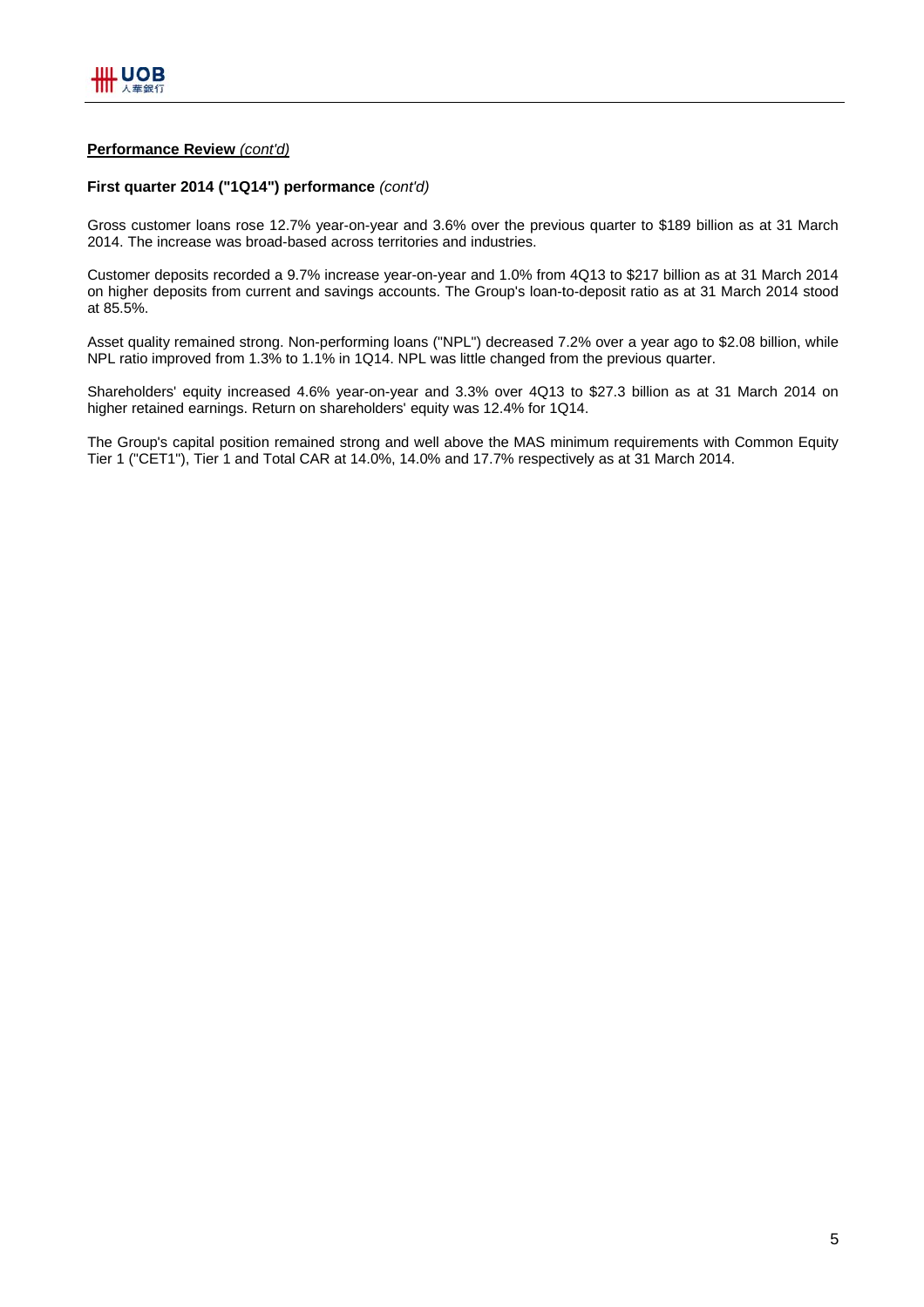**Performance Review** *(cont'd)*

**First quarter 2014 ("1Q14") performance** *(cont'd)*

Gross customer loans rose 12.7% year-on-year and 3.6% over the previous quarter to $189 billion as at 31 March 2014. The increase was broad-based across territories and industries.

Customer deposits recorded a 9.7% increase year-on-year and 1.0% from 4Q13 to $217 billion as at 31 March 2014 on higher deposits from current and savings accounts. The Group's loan-to-deposit ratio as at 31 March 2014 stood at 85.5%.

Asset quality remained strong. Non-performing loans ("NPL") decreased 7.2% over a year ago to $2.08 billion, while NPL ratio improved from 1.3% to 1.1% in 1Q14. NPL was little changed from the previous quarter.

Shareholders' equity increased 4.6% year-on-year and 3.3% over 4Q13 to $27.3 billion as at 31 March 2014 on higher retained earnings. Return on shareholders' equity was 12.4% for 1Q14.

The Group's capital position remained strong and well above the MAS minimum requirements with Common Equity Tier 1 ("CET1"), Tier 1 and Total CAR at 14.0%, 14.0% and 17.7% respectively as at 31 March 2014.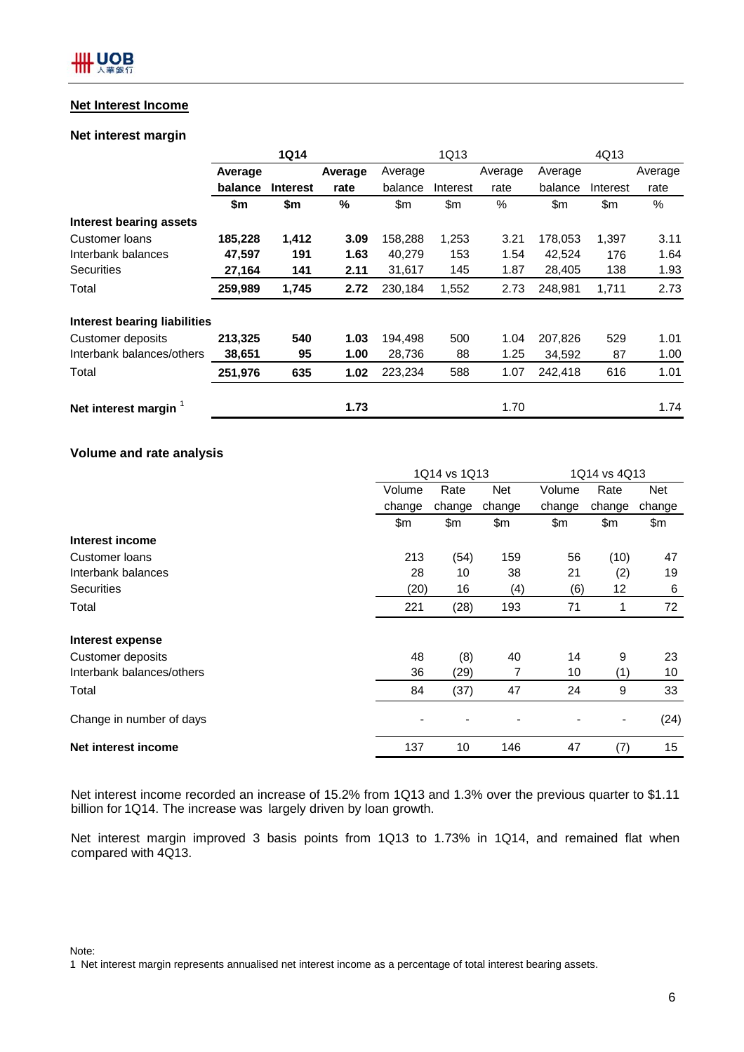## Net Interest Income

### Net interest margin

| | 1Q14 | | | 1Q13 | | | 4Q13 | | |
|---|---|---|---|---|---|---|---|---|---|
| | **Average balance** | **Interest** | **Average rate** | Average balance | Interest | Average rate | Average balance | Interest | Average rate |
| | **$m** | **$m** | **%** | $m | $m | % | $m | $m | % |
| **Interest bearing assets** | | | | | | | | | |
| Customer loans | **185,228** | **1,412** | **3.09** | 158,288 | 1,253 | 3.21 | 178,053 | 1,397 | 3.11 |
| Interbank balances | **47,597** | **191** | **1.63** | 40,279 | 153 | 1.54 | 42,524 | 176 | 1.64 |
| Securities | **27,164** | **141** | **2.11** | 31,617 | 145 | 1.87 | 28,405 | 138 | 1.93 |
| Total | **259,989** | **1,745** | **2.72** | 230,184 | 1,552 | 2.73 | 248,981 | 1,711 | 2.73 |
| | | | | | | | | | |
| **Interest bearing liabilities** | | | | | | | | | |
| Customer deposits | **213,325** | **540** | **1.03** | 194,498 | 500 | 1.04 | 207,826 | 529 | 1.01 |
| Interbank balances/others | **38,651** | **95** | **1.00** | 28,736 | 88 | 1.25 | 34,592 | 87 | 1.00 |
| Total | **251,976** | **635** | **1.02** | 223,234 | 588 | 1.07 | 242,418 | 616 | 1.01 |
| | | | | | | | | | |
| **Net interest margin** [1] | | | **1.73** | | | 1.70 | | | 1.74 |

### Volume and rate analysis

| | 1Q14 vs 1Q13 | | | 1Q14 vs 4Q13 | | |
|---|---|---|---|---|---|---|
| | Volume change | Rate change | Net change | Volume change | Rate change | Net change |
| | $m | $m | $m | $m | $m | $m |
| **Interest income** | | | | | | |
| Customer loans | 213 | (54) | 159 | 56 | (10) | 47 |
| Interbank balances | 28 | 10 | 38 | 21 | (2) | 19 |
| Securities | (20) | 16 | (4) | (6) | 12 | 6 |
| Total | 221 | (28) | 193 | 71 | 1 | 72 |
| | | | | | | |
| **Interest expense** | | | | | | |
| Customer deposits | 48 | (8) | 40 | 14 | 9 | 23 |
| Interbank balances/others | 36 | (29) | 7 | 10 | (1) | 10 |
| Total | 84 | (37) | 47 | 24 | 9 | 33 |
| | | | | | | |
| Change in number of days | - | - | - | - | - | (24) |
| | | | | | | |
| **Net interest income** | 137 | 10 | 146 | 47 | (7) | 15 |

Net interest income recorded an increase of 15.2% from 1Q13 and 1.3% over the previous quarter to $1.11 billion for 1Q14. The increase was largely driven by loan growth.

Net interest margin improved 3 basis points from 1Q13 to 1.73% in 1Q14, and remained flat when compared with 4Q13.

Note:
1 Net interest margin represents annualised net interest income as a percentage of total interest bearing assets.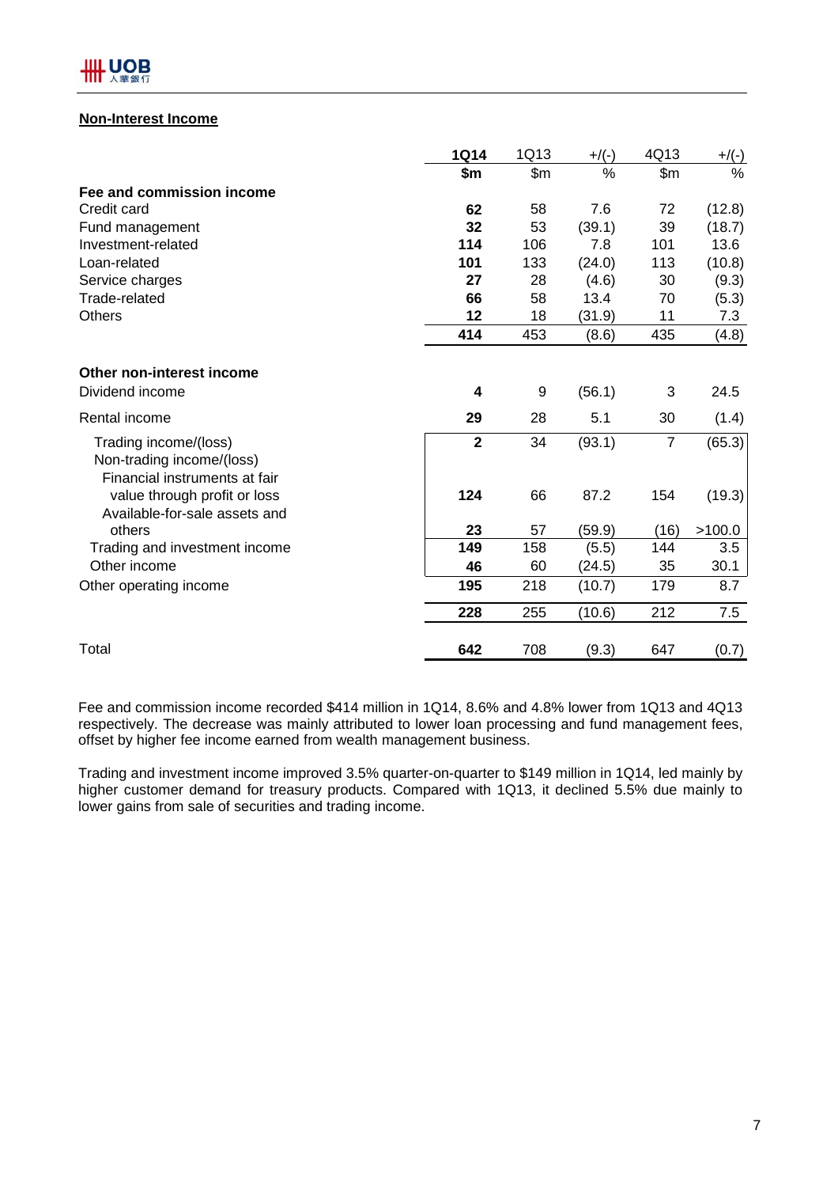## Non-Interest Income

| | 1Q14 | 1Q13 | +/(-) | 4Q13 | +/(-) |
|---|---|---|---|---|---|
| | $m | $m | % | $m | % |
| **Fee and commission income** | | | | | |
| Credit card | **62** | 58 | 7.6 | 72 | (12.8) |
| Fund management | **32** | 53 | (39.1) | 39 | (18.7) |
| Investment-related | **114** | 106 | 7.8 | 101 | 13.6 |
| Loan-related | **101** | 133 | (24.0) | 113 | (10.8) |
| Service charges | **27** | 28 | (4.6) | 30 | (9.3) |
| Trade-related | **66** | 58 | 13.4 | 70 | (5.3) |
| Others | **12** | 18 | (31.9) | 11 | 7.3 |
| | **414** | 453 | (8.6) | 435 | (4.8) |
| **Other non-interest income** | | | | | |
| Dividend income | **4** | 9 | (56.1) | 3 | 24.5 |
| Rental income | **29** | 28 | 5.1 | 30 | (1.4) |
| Trading income/(loss) | **2** | 34 | (93.1) | 7 | (65.3) |
| Non-trading income/(loss) | | | | | |
| Financial instruments at fair value through profit or loss | **124** | 66 | 87.2 | 154 | (19.3) |
| Available-for-sale assets and others | **23** | 57 | (59.9) | (16) | >100.0 |
| Trading and investment income | **149** | 158 | (5.5) | 144 | 3.5 |
| Other income | **46** | 60 | (24.5) | 35 | 30.1 |
| Other operating income | **195** | 218 | (10.7) | 179 | 8.7 |
| | **228** | 255 | (10.6) | 212 | 7.5 |
| Total | **642** | 708 | (9.3) | 647 | (0.7) |

Fee and commission income recorded $414 million in 1Q14, 8.6% and 4.8% lower from 1Q13 and 4Q13 respectively. The decrease was mainly attributed to lower loan processing and fund management fees, offset by higher fee income earned from wealth management business.

Trading and investment income improved 3.5% quarter-on-quarter to $149 million in 1Q14, led mainly by higher customer demand for treasury products. Compared with 1Q13, it declined 5.5% due mainly to lower gains from sale of securities and trading income.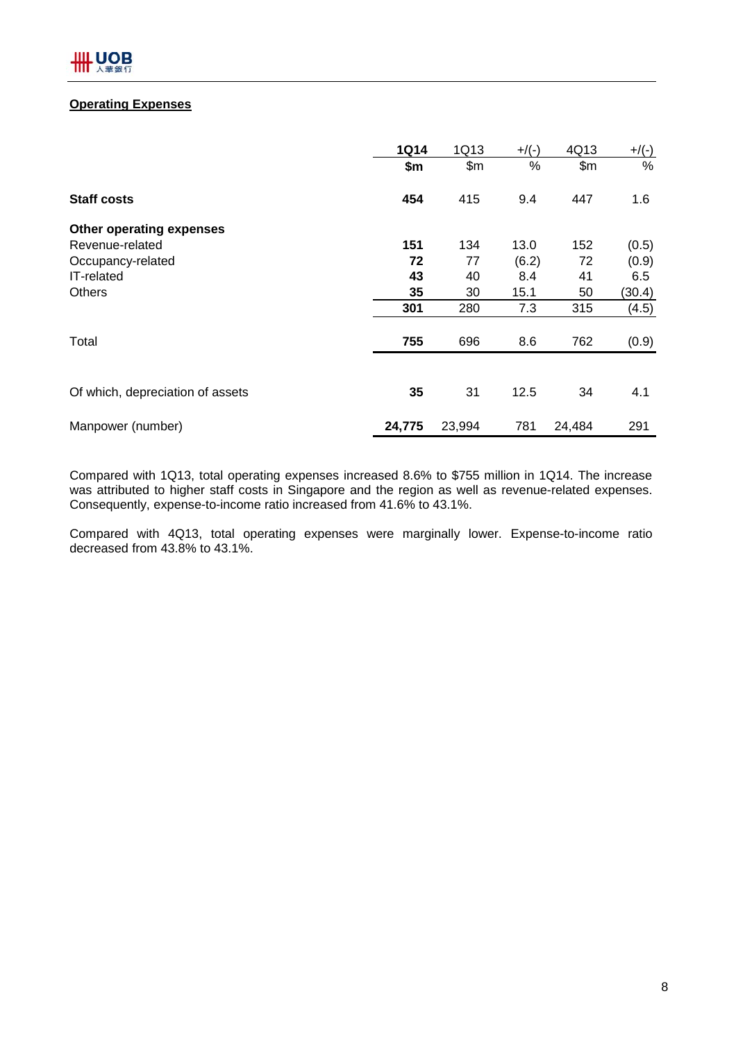## Operating Expenses

| | 1Q14 | 1Q13 | +/(-) | 4Q13 | +/(-) |
|---|---|---|---|---|---|
| | **$m** | $m | % | $m | % |
| **Staff costs** | **454** | 415 | 9.4 | 447 | 1.6 |
| **Other operating expenses** | | | | | |
| Revenue-related | **151** | 134 | 13.0 | 152 | (0.5) |
| Occupancy-related | **72** | 77 | (6.2) | 72 | (0.9) |
| IT-related | **43** | 40 | 8.4 | 41 | 6.5 |
| Others | **35** | 30 | 15.1 | 50 | (30.4) |
| | **301** | 280 | 7.3 | 315 | (4.5) |
| Total | **755** | 696 | 8.6 | 762 | (0.9) |
| Of which, depreciation of assets | **35** | 31 | 12.5 | 34 | 4.1 |
| Manpower (number) | **24,775** | 23,994 | 781 | 24,484 | 291 |

Compared with 1Q13, total operating expenses increased 8.6% to $755 million in 1Q14. The increase was attributed to higher staff costs in Singapore and the region as well as revenue-related expenses. Consequently, expense-to-income ratio increased from 41.6% to 43.1%.

Compared with 4Q13, total operating expenses were marginally lower. Expense-to-income ratio decreased from 43.8% to 43.1%.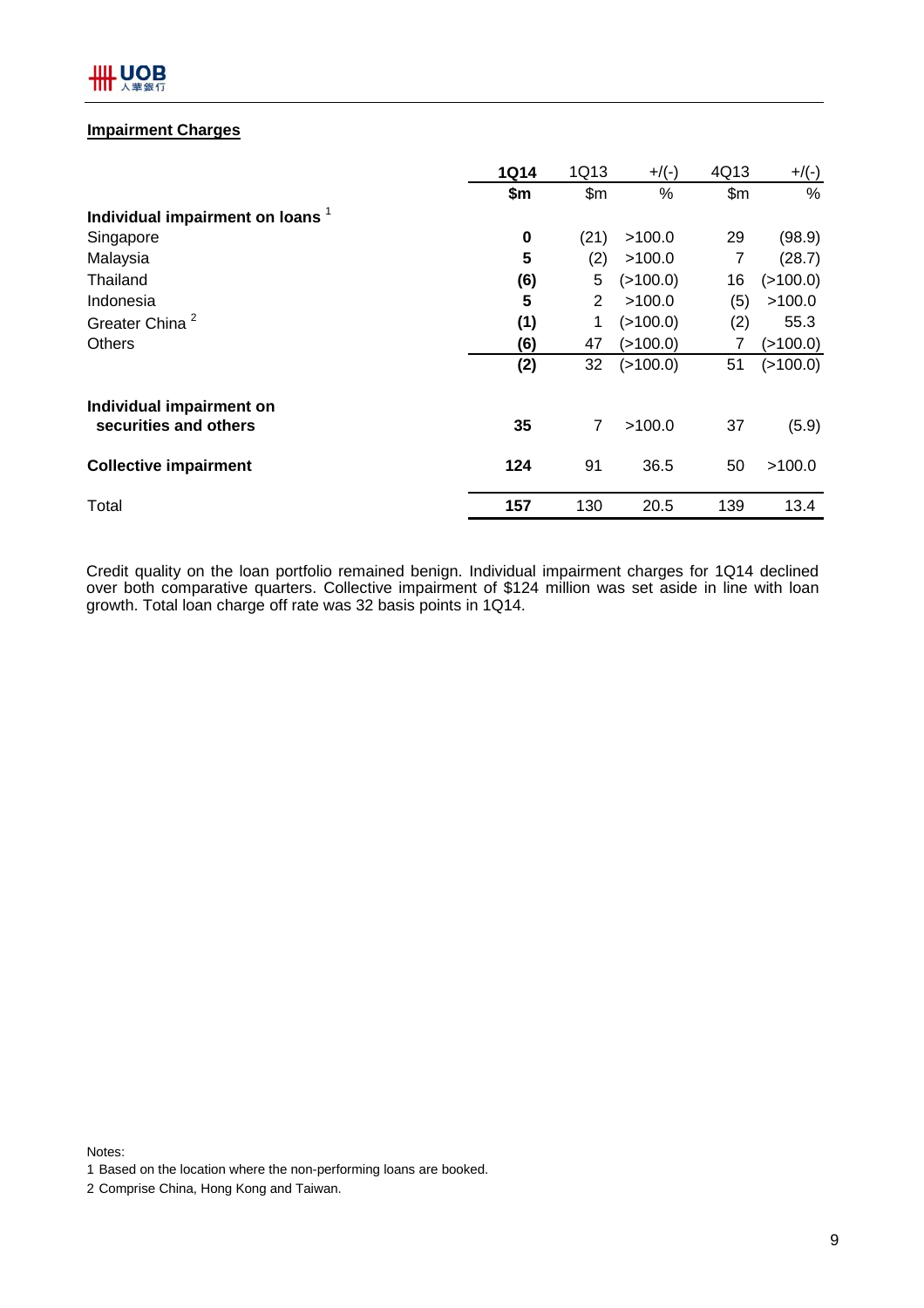## Impairment Charges

| | 1Q14 | 1Q13 | +/(-) | 4Q13 | +/(-) |
|---|---|---|---|---|---|
| | $m | $m | % | $m | % |
| **Individual impairment on loans** [1] | | | | | |
| Singapore | **0** | (21) | >100.0 | 29 | (98.9) |
| Malaysia | **5** | (2) | >100.0 | 7 | (28.7) |
| Thailand | **(6)** | 5 | (>100.0) | 16 | (>100.0) |
| Indonesia | **5** | 2 | >100.0 | (5) | >100.0 |
| Greater China [2] | **(1)** | 1 | (>100.0) | (2) | 55.3 |
| Others | **(6)** | 47 | (>100.0) | 7 | (>100.0) |
| | **(2)** | 32 | (>100.0) | 51 | (>100.0) |
| **Individual impairment on securities and others** | **35** | 7 | >100.0 | 37 | (5.9) |
| **Collective impairment** | **124** | 91 | 36.5 | 50 | >100.0 |
| Total | **157** | 130 | 20.5 | 139 | 13.4 |

Credit quality on the loan portfolio remained benign. Individual impairment charges for 1Q14 declined over both comparative quarters. Collective impairment of $124 million was set aside in line with loan growth. Total loan charge off rate was 32 basis points in 1Q14.

Notes:

1 Based on the location where the non-performing loans are booked.

2 Comprise China, Hong Kong and Taiwan.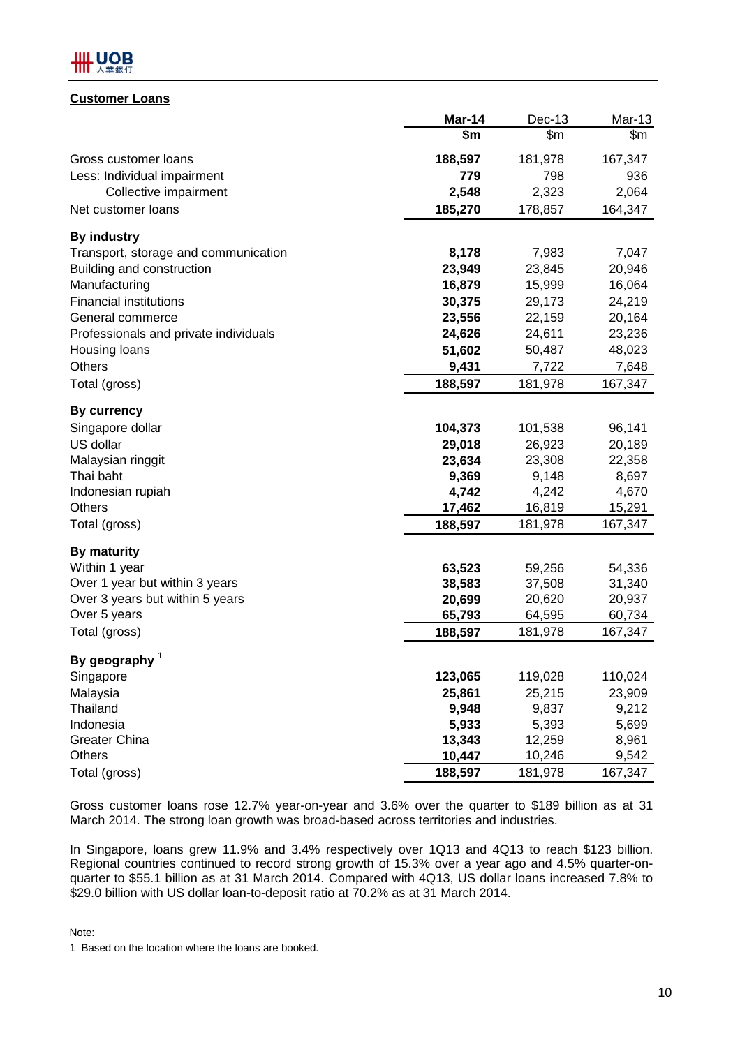## Customer Loans

| | Mar-14 | Dec-13 | Mar-13 |
|---|---|---|---|
| | $m | $m | $m |
| Gross customer loans | **188,597** | 181,978 | 167,347 |
| Less: Individual impairment | **779** | 798 | 936 |
| Collective impairment | **2,548** | 2,323 | 2,064 |
| Net customer loans | **185,270** | 178,857 | 164,347 |
| **By industry** | | | |
| Transport, storage and communication | **8,178** | 7,983 | 7,047 |
| Building and construction | **23,949** | 23,845 | 20,946 |
| Manufacturing | **16,879** | 15,999 | 16,064 |
| Financial institutions | **30,375** | 29,173 | 24,219 |
| General commerce | **23,556** | 22,159 | 20,164 |
| Professionals and private individuals | **24,626** | 24,611 | 23,236 |
| Housing loans | **51,602** | 50,487 | 48,023 |
| Others | **9,431** | 7,722 | 7,648 |
| Total (gross) | **188,597** | 181,978 | 167,347 |
| **By currency** | | | |
| Singapore dollar | **104,373** | 101,538 | 96,141 |
| US dollar | **29,018** | 26,923 | 20,189 |
| Malaysian ringgit | **23,634** | 23,308 | 22,358 |
| Thai baht | **9,369** | 9,148 | 8,697 |
| Indonesian rupiah | **4,742** | 4,242 | 4,670 |
| Others | **17,462** | 16,819 | 15,291 |
| Total (gross) | **188,597** | 181,978 | 167,347 |
| **By maturity** | | | |
| Within 1 year | **63,523** | 59,256 | 54,336 |
| Over 1 year but within 3 years | **38,583** | 37,508 | 31,340 |
| Over 3 years but within 5 years | **20,699** | 20,620 | 20,937 |
| Over 5 years | **65,793** | 64,595 | 60,734 |
| Total (gross) | **188,597** | 181,978 | 167,347 |
| **By geography** [1] | | | |
| Singapore | **123,065** | 119,028 | 110,024 |
| Malaysia | **25,861** | 25,215 | 23,909 |
| Thailand | **9,948** | 9,837 | 9,212 |
| Indonesia | **5,933** | 5,393 | 5,699 |
| Greater China | **13,343** | 12,259 | 8,961 |
| Others | **10,447** | 10,246 | 9,542 |
| Total (gross) | **188,597** | 181,978 | 167,347 |

Gross customer loans rose 12.7% year-on-year and 3.6% over the quarter to $189 billion as at 31 March 2014. The strong loan growth was broad-based across territories and industries.

In Singapore, loans grew 11.9% and 3.4% respectively over 1Q13 and 4Q13 to reach $123 billion. Regional countries continued to record strong growth of 15.3% over a year ago and 4.5% quarter-on-quarter to $55.1 billion as at 31 March 2014. Compared with 4Q13, US dollar loans increased 7.8% to $29.0 billion with US dollar loan-to-deposit ratio at 70.2% as at 31 March 2014.

Note:

1 Based on the location where the loans are booked.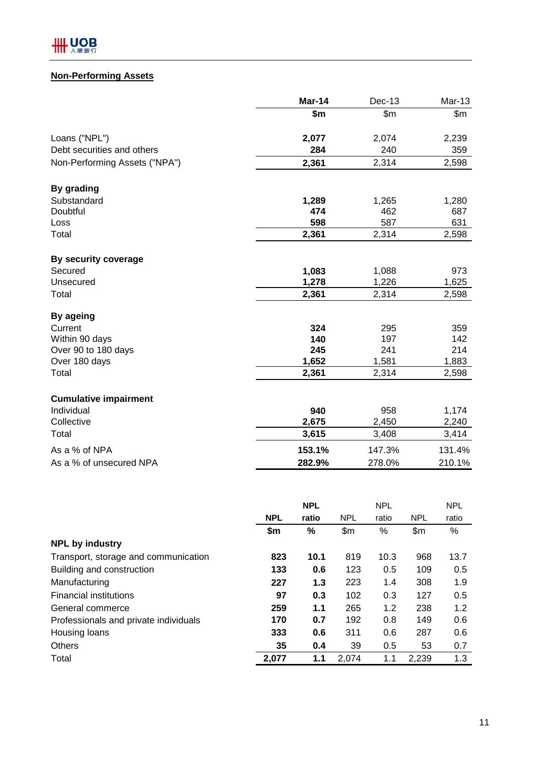## Non-Performing Assets

| | Mar-14 | Dec-13 | Mar-13 |
|---|---|---|---|
| | $m | $m | $m |
| Loans ("NPL") | **2,077** | 2,074 | 2,239 |
| Debt securities and others | **284** | 240 | 359 |
| Non-Performing Assets ("NPA") | **2,361** | 2,314 | 2,598 |
| **By grading** | | | |
| Substandard | **1,289** | 1,265 | 1,280 |
| Doubtful | **474** | 462 | 687 |
| Loss | **598** | 587 | 631 |
| Total | **2,361** | 2,314 | 2,598 |
| **By security coverage** | | | |
| Secured | **1,083** | 1,088 | 973 |
| Unsecured | **1,278** | 1,226 | 1,625 |
| Total | **2,361** | 2,314 | 2,598 |
| **By ageing** | | | |
| Current | **324** | 295 | 359 |
| Within 90 days | **140** | 197 | 142 |
| Over 90 to 180 days | **245** | 241 | 214 |
| Over 180 days | **1,652** | 1,581 | 1,883 |
| Total | **2,361** | 2,314 | 2,598 |
| **Cumulative impairment** | | | |
| Individual | **940** | 958 | 1,174 |
| Collective | **2,675** | 2,450 | 2,240 |
| Total | **3,615** | 3,408 | 3,414 |
| As a % of NPA | **153.1%** | 147.3% | 131.4% |
| As a % of unsecured NPA | **282.9%** | 278.0% | 210.1% |

| | NPL | NPL ratio | NPL | NPL ratio | NPL | NPL ratio |
|---|---|---|---|---|---|---|
| | $m | % | $m | % | $m | % |
| **NPL by industry** | | | | | | |
| Transport, storage and communication | **823** | **10.1** | 819 | 10.3 | 968 | 13.7 |
| Building and construction | **133** | **0.6** | 123 | 0.5 | 109 | 0.5 |
| Manufacturing | **227** | **1.3** | 223 | 1.4 | 308 | 1.9 |
| Financial institutions | **97** | **0.3** | 102 | 0.3 | 127 | 0.5 |
| General commerce | **259** | **1.1** | 265 | 1.2 | 238 | 1.2 |
| Professionals and private individuals | **170** | **0.7** | 192 | 0.8 | 149 | 0.6 |
| Housing loans | **333** | **0.6** | 311 | 0.6 | 287 | 0.6 |
| Others | **35** | **0.4** | 39 | 0.5 | 53 | 0.7 |
| Total | **2,077** | **1.1** | 2,074 | 1.1 | 2,239 | 1.3 |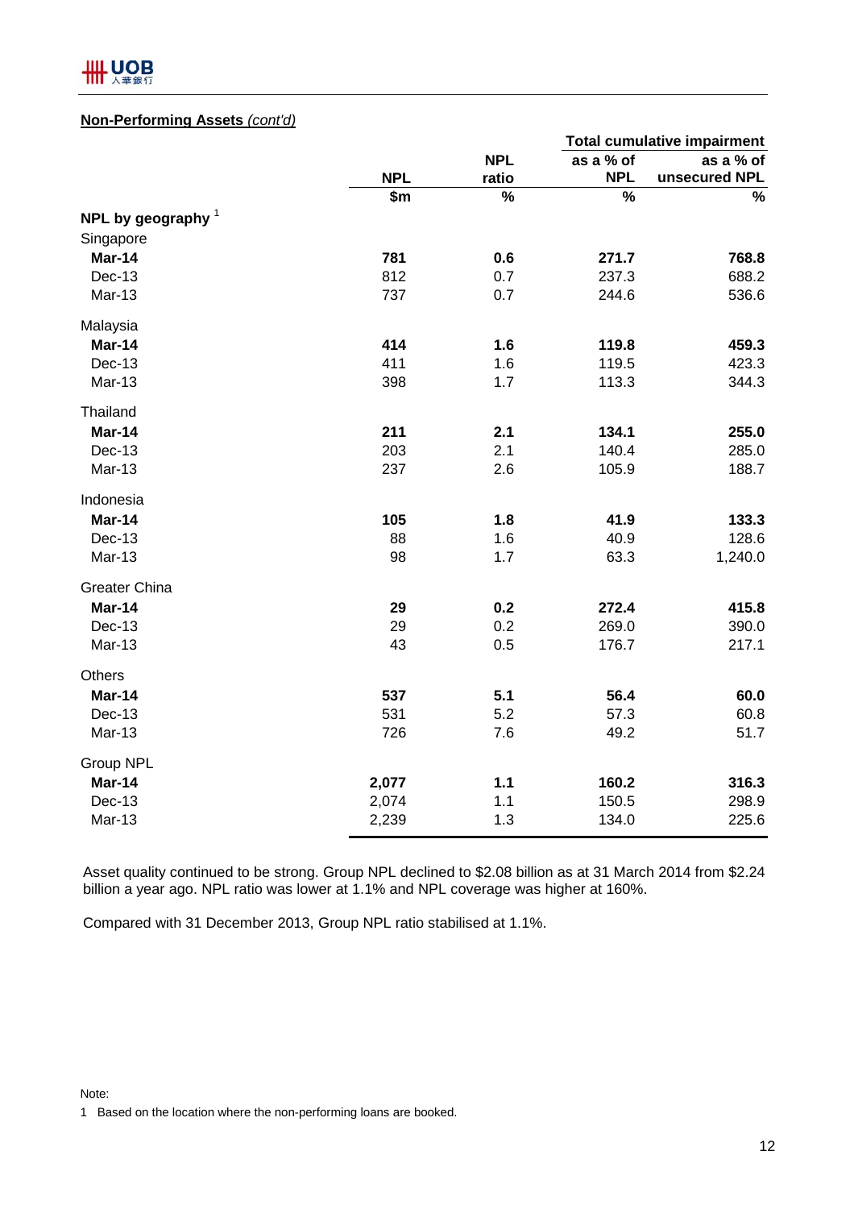**Non-Performing Assets** *(cont'd)*

| | NPL | NPL ratio | Total cumulative impairment | |
|---|---|---|---|---|
| | | | as a % of NPL | as a % of unsecured NPL |
| | $m | % | % | % |
| **NPL by geography** [1] | | | | |
| Singapore | | | | |
| **Mar-14** | **781** | **0.6** | **271.7** | **768.8** |
| Dec-13 | 812 | 0.7 | 237.3 | 688.2 |
| Mar-13 | 737 | 0.7 | 244.6 | 536.6 |
| Malaysia | | | | |
| **Mar-14** | **414** | **1.6** | **119.8** | **459.3** |
| Dec-13 | 411 | 1.6 | 119.5 | 423.3 |
| Mar-13 | 398 | 1.7 | 113.3 | 344.3 |
| Thailand | | | | |
| **Mar-14** | **211** | **2.1** | **134.1** | **255.0** |
| Dec-13 | 203 | 2.1 | 140.4 | 285.0 |
| Mar-13 | 237 | 2.6 | 105.9 | 188.7 |
| Indonesia | | | | |
| **Mar-14** | **105** | **1.8** | **41.9** | **133.3** |
| Dec-13 | 88 | 1.6 | 40.9 | 128.6 |
| Mar-13 | 98 | 1.7 | 63.3 | 1,240.0 |
| Greater China | | | | |
| **Mar-14** | **29** | **0.2** | **272.4** | **415.8** |
| Dec-13 | 29 | 0.2 | 269.0 | 390.0 |
| Mar-13 | 43 | 0.5 | 176.7 | 217.1 |
| Others | | | | |
| **Mar-14** | **537** | **5.1** | **56.4** | **60.0** |
| Dec-13 | 531 | 5.2 | 57.3 | 60.8 |
| Mar-13 | 726 | 7.6 | 49.2 | 51.7 |
| Group NPL | | | | |
| **Mar-14** | **2,077** | **1.1** | **160.2** | **316.3** |
| Dec-13 | 2,074 | 1.1 | 150.5 | 298.9 |
| Mar-13 | 2,239 | 1.3 | 134.0 | 225.6 |

Asset quality continued to be strong. Group NPL declined to $2.08 billion as at 31 March 2014 from $2.24 billion a year ago. NPL ratio was lower at 1.1% and NPL coverage was higher at 160%.

Compared with 31 December 2013, Group NPL ratio stabilised at 1.1%.

Note:

1 Based on the location where the non-performing loans are booked.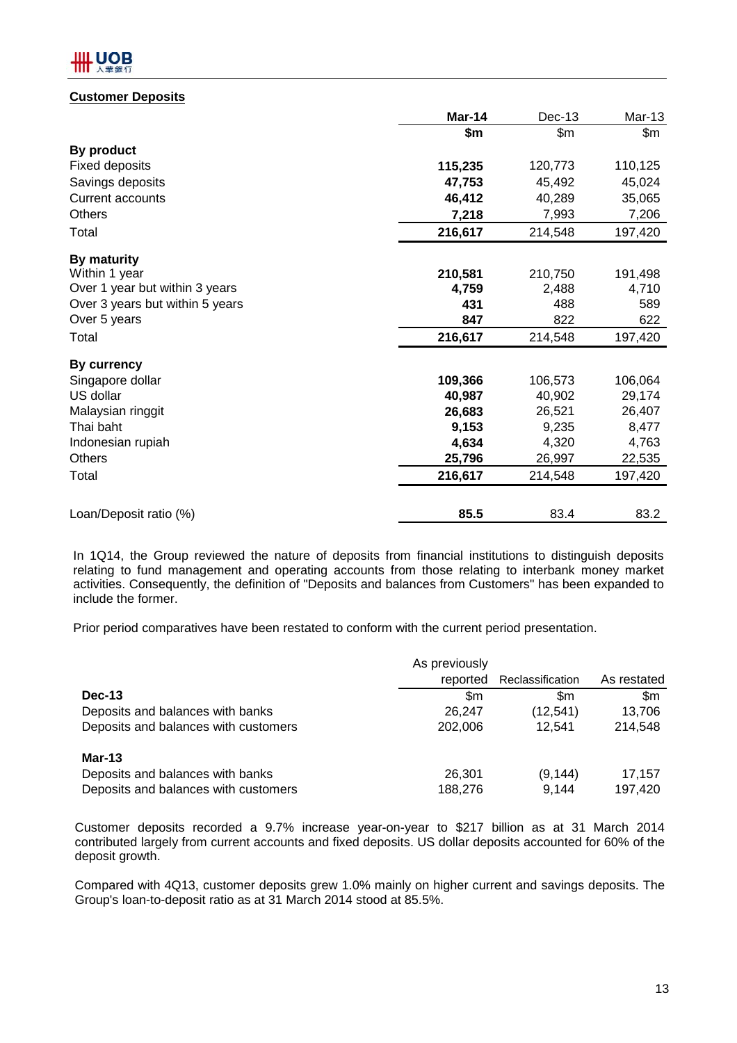## Customer Deposits

| | Mar-14 | Dec-13 | Mar-13 |
|---|---|---|---|
| | $m | $m | $m |
| **By product** | | | |
| Fixed deposits | **115,235** | 120,773 | 110,125 |
| Savings deposits | **47,753** | 45,492 | 45,024 |
| Current accounts | **46,412** | 40,289 | 35,065 |
| Others | **7,218** | 7,993 | 7,206 |
| Total | **216,617** | 214,548 | 197,420 |
| **By maturity** | | | |
| Within 1 year | **210,581** | 210,750 | 191,498 |
| Over 1 year but within 3 years | **4,759** | 2,488 | 4,710 |
| Over 3 years but within 5 years | **431** | 488 | 589 |
| Over 5 years | **847** | 822 | 622 |
| Total | **216,617** | 214,548 | 197,420 |
| **By currency** | | | |
| Singapore dollar | **109,366** | 106,573 | 106,064 |
| US dollar | **40,987** | 40,902 | 29,174 |
| Malaysian ringgit | **26,683** | 26,521 | 26,407 |
| Thai baht | **9,153** | 9,235 | 8,477 |
| Indonesian rupiah | **4,634** | 4,320 | 4,763 |
| Others | **25,796** | 26,997 | 22,535 |
| Total | **216,617** | 214,548 | 197,420 |
| Loan/Deposit ratio (%) | **85.5** | 83.4 | 83.2 |

In 1Q14, the Group reviewed the nature of deposits from financial institutions to distinguish deposits relating to fund management and operating accounts from those relating to interbank money market activities. Consequently, the definition of "Deposits and balances from Customers" has been expanded to include the former.

Prior period comparatives have been restated to conform with the current period presentation.

| | As previously reported | Reclassification | As restated |
|---|---|---|---|
| | $m | $m | $m |
| **Dec-13** | | | |
| Deposits and balances with banks | 26,247 | (12,541) | 13,706 |
| Deposits and balances with customers | 202,006 | 12,541 | 214,548 |
| **Mar-13** | | | |
| Deposits and balances with banks | 26,301 | (9,144) | 17,157 |
| Deposits and balances with customers | 188,276 | 9,144 | 197,420 |

Customer deposits recorded a 9.7% increase year-on-year to $217 billion as at 31 March 2014 contributed largely from current accounts and fixed deposits. US dollar deposits accounted for 60% of the deposit growth.

Compared with 4Q13, customer deposits grew 1.0% mainly on higher current and savings deposits. The Group's loan-to-deposit ratio as at 31 March 2014 stood at 85.5%.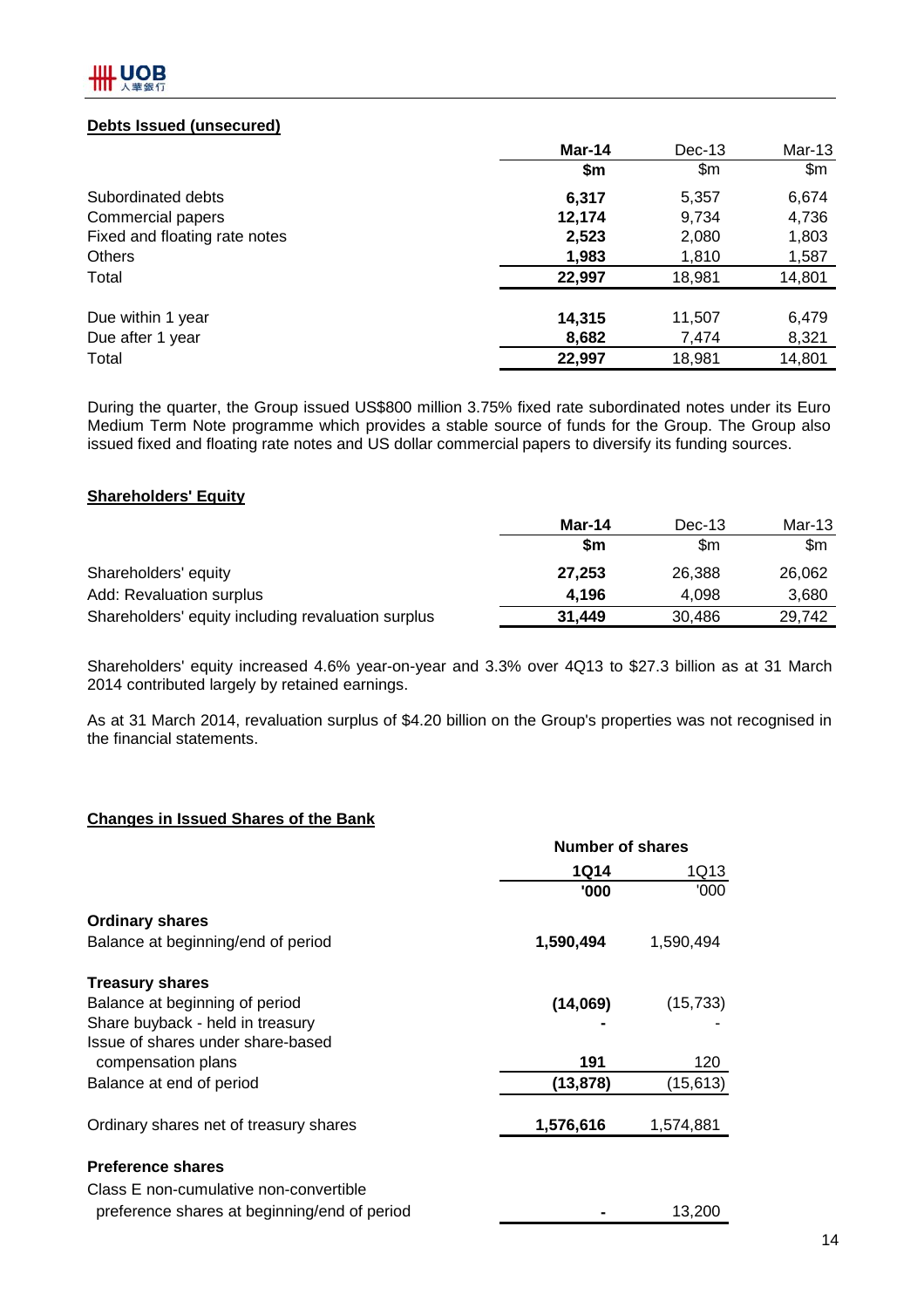**Debts Issued (unsecured)**

| | Mar-14 | Dec-13 | Mar-13 |
|---|---|---|---|
| | **$m** | $m | $m |
| Subordinated debts | **6,317** | 5,357 | 6,674 |
| Commercial papers | **12,174** | 9,734 | 4,736 |
| Fixed and floating rate notes | **2,523** | 2,080 | 1,803 |
| Others | **1,983** | 1,810 | 1,587 |
| Total | **22,997** | 18,981 | 14,801 |
| | | | |
| Due within 1 year | **14,315** | 11,507 | 6,479 |
| Due after 1 year | **8,682** | 7,474 | 8,321 |
| Total | **22,997** | 18,981 | 14,801 |

During the quarter, the Group issued US$800 million 3.75% fixed rate subordinated notes under its Euro Medium Term Note programme which provides a stable source of funds for the Group. The Group also issued fixed and floating rate notes and US dollar commercial papers to diversify its funding sources.

**Shareholders' Equity**

| | Mar-14 | Dec-13 | Mar-13 |
|---|---|---|---|
| | **$m** | $m | $m |
| Shareholders' equity | **27,253** | 26,388 | 26,062 |
| Add: Revaluation surplus | **4,196** | 4,098 | 3,680 |
| Shareholders' equity including revaluation surplus | **31,449** | 30,486 | 29,742 |

Shareholders' equity increased 4.6% year-on-year and 3.3% over 4Q13 to $27.3 billion as at 31 March 2014 contributed largely by retained earnings.

As at 31 March 2014, revaluation surplus of $4.20 billion on the Group's properties was not recognised in the financial statements.

**Changes in Issued Shares of the Bank**

| | Number of shares | |
|---|---|---|
| | **1Q14** | 1Q13 |
| | **'000** | '000 |
| **Ordinary shares** | | |
| Balance at beginning/end of period | **1,590,494** | 1,590,494 |
| | | |
| **Treasury shares** | | |
| Balance at beginning of period | **(14,069)** | (15,733) |
| Share buyback - held in treasury | **-** | - |
| Issue of shares under share-based compensation plans | **191** | 120 |
| Balance at end of period | **(13,878)** | (15,613) |
| | | |
| Ordinary shares net of treasury shares | **1,576,616** | 1,574,881 |
| | | |
| **Preference shares** | | |
| Class E non-cumulative non-convertible preference shares at beginning/end of period | **-** | 13,200 |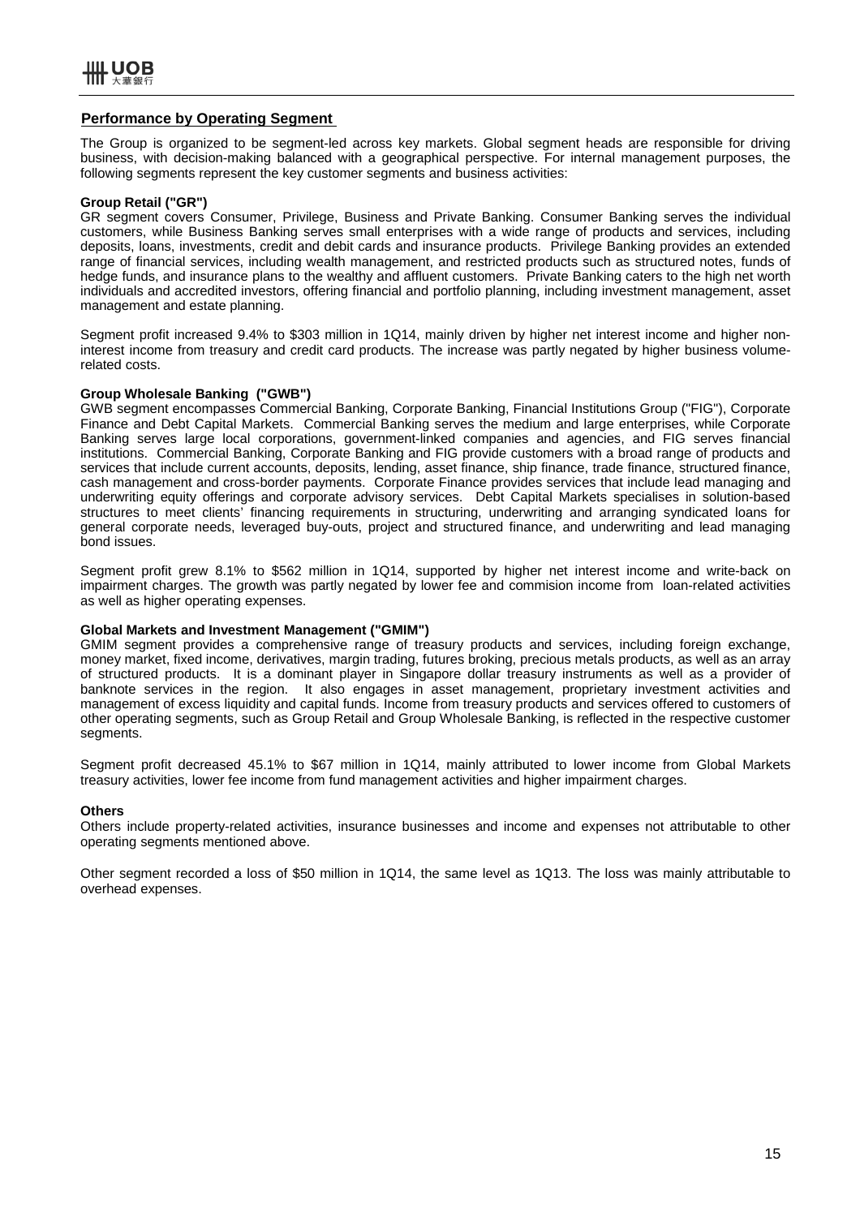## Performance by Operating Segment

The Group is organized to be segment-led across key markets. Global segment heads are responsible for driving business, with decision-making balanced with a geographical perspective. For internal management purposes, the following segments represent the key customer segments and business activities:

**Group Retail ("GR")**
GR segment covers Consumer, Privilege, Business and Private Banking. Consumer Banking serves the individual customers, while Business Banking serves small enterprises with a wide range of products and services, including deposits, loans, investments, credit and debit cards and insurance products. Privilege Banking provides an extended range of financial services, including wealth management, and restricted products such as structured notes, funds of hedge funds, and insurance plans to the wealthy and affluent customers. Private Banking caters to the high net worth individuals and accredited investors, offering financial and portfolio planning, including investment management, asset management and estate planning.

Segment profit increased 9.4% to $303 million in 1Q14, mainly driven by higher net interest income and higher non-interest income from treasury and credit card products. The increase was partly negated by higher business volume-related costs.

**Group Wholesale Banking ("GWB")**
GWB segment encompasses Commercial Banking, Corporate Banking, Financial Institutions Group ("FIG"), Corporate Finance and Debt Capital Markets. Commercial Banking serves the medium and large enterprises, while Corporate Banking serves large local corporations, government-linked companies and agencies, and FIG serves financial institutions. Commercial Banking, Corporate Banking and FIG provide customers with a broad range of products and services that include current accounts, deposits, lending, asset finance, ship finance, trade finance, structured finance, cash management and cross-border payments. Corporate Finance provides services that include lead managing and underwriting equity offerings and corporate advisory services. Debt Capital Markets specialises in solution-based structures to meet clients' financing requirements in structuring, underwriting and arranging syndicated loans for general corporate needs, leveraged buy-outs, project and structured finance, and underwriting and lead managing bond issues.

Segment profit grew 8.1% to $562 million in 1Q14, supported by higher net interest income and write-back on impairment charges. The growth was partly negated by lower fee and commision income from loan-related activities as well as higher operating expenses.

**Global Markets and Investment Management ("GMIM")**
GMIM segment provides a comprehensive range of treasury products and services, including foreign exchange, money market, fixed income, derivatives, margin trading, futures broking, precious metals products, as well as an array of structured products. It is a dominant player in Singapore dollar treasury instruments as well as a provider of banknote services in the region. It also engages in asset management, proprietary investment activities and management of excess liquidity and capital funds. Income from treasury products and services offered to customers of other operating segments, such as Group Retail and Group Wholesale Banking, is reflected in the respective customer segments.

Segment profit decreased 45.1% to $67 million in 1Q14, mainly attributed to lower income from Global Markets treasury activities, lower fee income from fund management activities and higher impairment charges.

**Others**
Others include property-related activities, insurance businesses and income and expenses not attributable to other operating segments mentioned above.

Other segment recorded a loss of $50 million in 1Q14, the same level as 1Q13. The loss was mainly attributable to overhead expenses.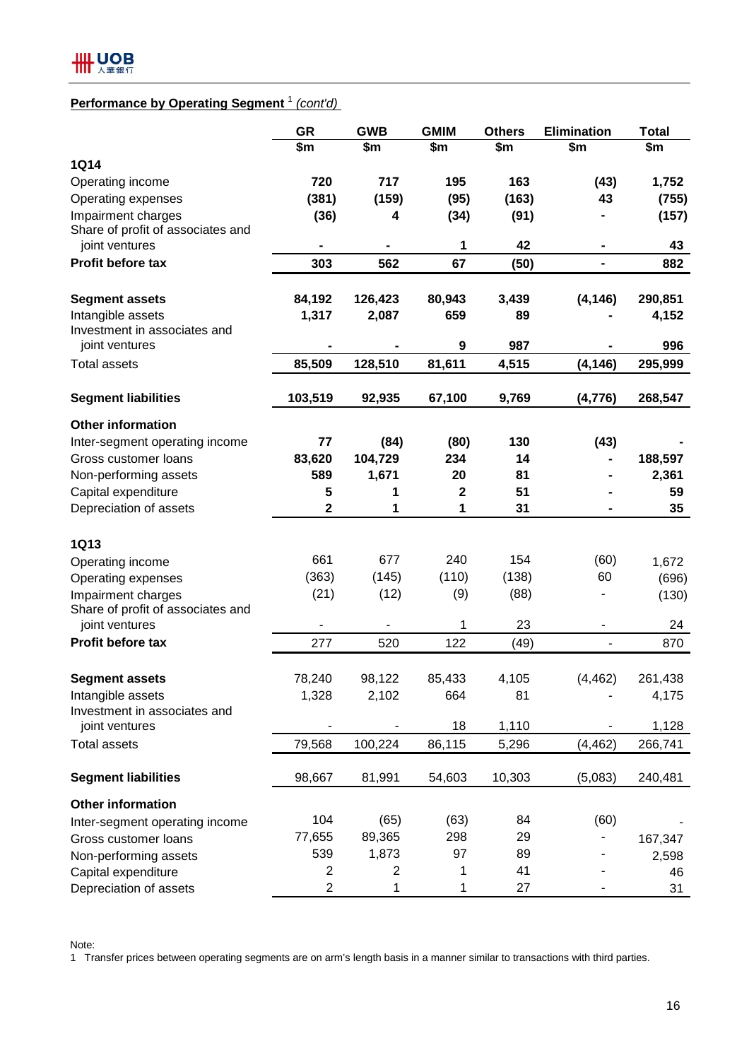**Performance by Operating Segment** [1] *(cont'd)*

| | GR | GWB | GMIM | Others | Elimination | Total |
|---|---|---|---|---|---|---|
| | $m | $m | $m | $m | $m | $m |
| **1Q14** | | | | | | |
| Operating income | **720** | **717** | **195** | **163** | **(43)** | **1,752** |
| Operating expenses | **(381)** | **(159)** | **(95)** | **(163)** | **43** | **(755)** |
| Impairment charges | **(36)** | **4** | **(34)** | **(91)** | **-** | **(157)** |
| Share of profit of associates and joint ventures | **-** | **-** | **1** | **42** | **-** | **43** |
| **Profit before tax** | **303** | **562** | **67** | **(50)** | **-** | **882** |
| | | | | | | |
| **Segment assets** | **84,192** | **126,423** | **80,943** | **3,439** | **(4,146)** | **290,851** |
| Intangible assets | **1,317** | **2,087** | **659** | **89** | **-** | **4,152** |
| Investment in associates and joint ventures | **-** | **-** | **9** | **987** | **-** | **996** |
| Total assets | **85,509** | **128,510** | **81,611** | **4,515** | **(4,146)** | **295,999** |
| | | | | | | |
| **Segment liabilities** | **103,519** | **92,935** | **67,100** | **9,769** | **(4,776)** | **268,547** |
| | | | | | | |
| **Other information** | | | | | | |
| Inter-segment operating income | **77** | **(84)** | **(80)** | **130** | **(43)** | **-** |
| Gross customer loans | **83,620** | **104,729** | **234** | **14** | **-** | **188,597** |
| Non-performing assets | **589** | **1,671** | **20** | **81** | **-** | **2,361** |
| Capital expenditure | **5** | **1** | **2** | **51** | **-** | **59** |
| Depreciation of assets | **2** | **1** | **1** | **31** | **-** | **35** |
| | | | | | | |
| **1Q13** | | | | | | |
| Operating income | 661 | 677 | 240 | 154 | (60) | 1,672 |
| Operating expenses | (363) | (145) | (110) | (138) | 60 | (696) |
| Impairment charges | (21) | (12) | (9) | (88) | - | (130) |
| Share of profit of associates and joint ventures | - | - | 1 | 23 | - | 24 |
| **Profit before tax** | 277 | 520 | 122 | (49) | - | 870 |
| | | | | | | |
| **Segment assets** | 78,240 | 98,122 | 85,433 | 4,105 | (4,462) | 261,438 |
| Intangible assets | 1,328 | 2,102 | 664 | 81 | - | 4,175 |
| Investment in associates and joint ventures | - | - | 18 | 1,110 | - | 1,128 |
| Total assets | 79,568 | 100,224 | 86,115 | 5,296 | (4,462) | 266,741 |
| | | | | | | |
| **Segment liabilities** | 98,667 | 81,991 | 54,603 | 10,303 | (5,083) | 240,481 |
| | | | | | | |
| **Other information** | | | | | | |
| Inter-segment operating income | 104 | (65) | (63) | 84 | (60) | - |
| Gross customer loans | 77,655 | 89,365 | 298 | 29 | - | 167,347 |
| Non-performing assets | 539 | 1,873 | 97 | 89 | - | 2,598 |
| Capital expenditure | 2 | 2 | 1 | 41 | - | 46 |
| Depreciation of assets | 2 | 1 | 1 | 27 | - | 31 |

Note:
1 Transfer prices between operating segments are on arm's length basis in a manner similar to transactions with third parties.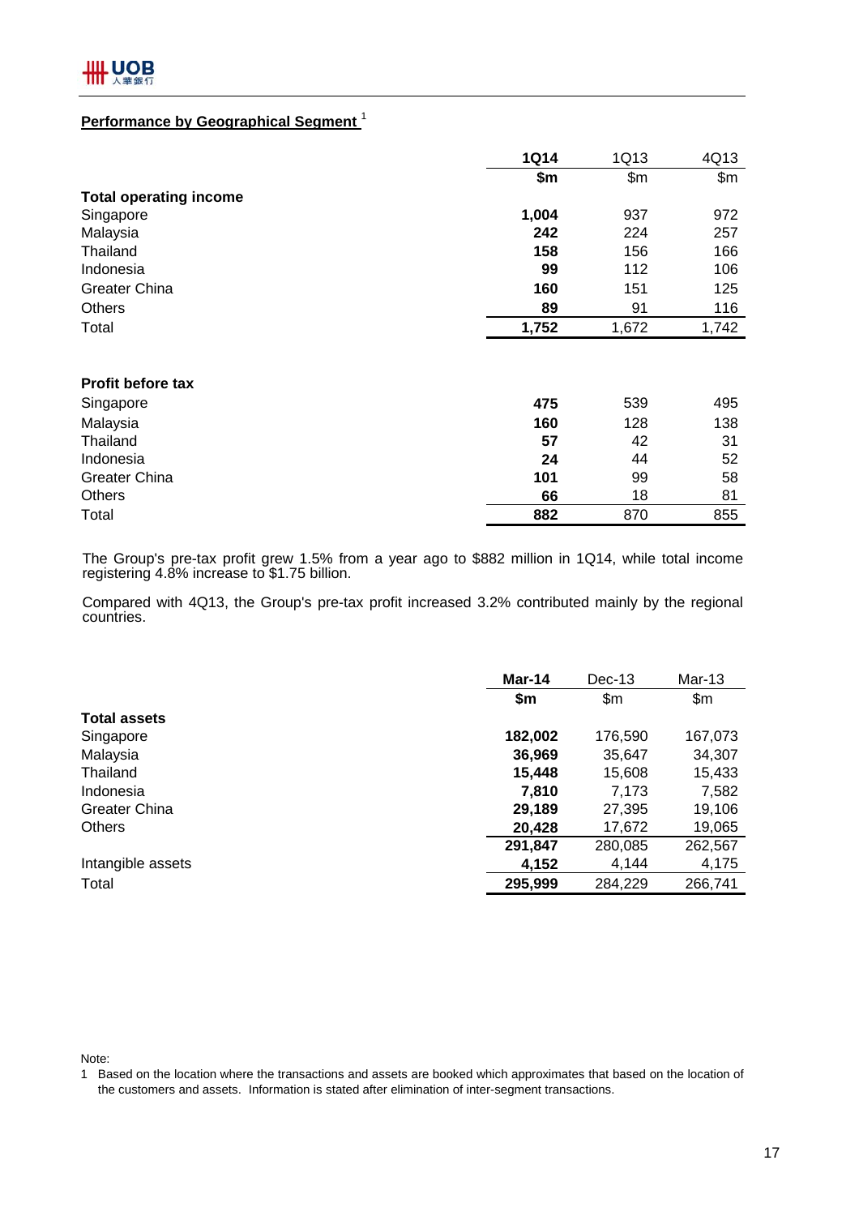## Performance by Geographical Segment [1]

| | 1Q14 | 1Q13 | 4Q13 |
|---|---|---|---|
| | $m | $m | $m |
| **Total operating income** | | | |
| Singapore | **1,004** | 937 | 972 |
| Malaysia | **242** | 224 | 257 |
| Thailand | **158** | 156 | 166 |
| Indonesia | **99** | 112 | 106 |
| Greater China | **160** | 151 | 125 |
| Others | **89** | 91 | 116 |
| Total | **1,752** | 1,672 | 1,742 |
| | | | |
| **Profit before tax** | | | |
| Singapore | **475** | 539 | 495 |
| Malaysia | **160** | 128 | 138 |
| Thailand | **57** | 42 | 31 |
| Indonesia | **24** | 44 | 52 |
| Greater China | **101** | 99 | 58 |
| Others | **66** | 18 | 81 |
| Total | **882** | 870 | 855 |

The Group's pre-tax profit grew 1.5% from a year ago to $882 million in 1Q14, while total income registering 4.8% increase to $1.75 billion.

Compared with 4Q13, the Group's pre-tax profit increased 3.2% contributed mainly by the regional countries.

| | Mar-14 | Dec-13 | Mar-13 |
|---|---|---|---|
| | $m | $m | $m |
| **Total assets** | | | |
| Singapore | **182,002** | 176,590 | 167,073 |
| Malaysia | **36,969** | 35,647 | 34,307 |
| Thailand | **15,448** | 15,608 | 15,433 |
| Indonesia | **7,810** | 7,173 | 7,582 |
| Greater China | **29,189** | 27,395 | 19,106 |
| Others | **20,428** | 17,672 | 19,065 |
| | **291,847** | 280,085 | 262,567 |
| Intangible assets | **4,152** | 4,144 | 4,175 |
| Total | **295,999** | 284,229 | 266,741 |

Note:

1 Based on the location where the transactions and assets are booked which approximates that based on the location of the customers and assets. Information is stated after elimination of inter-segment transactions.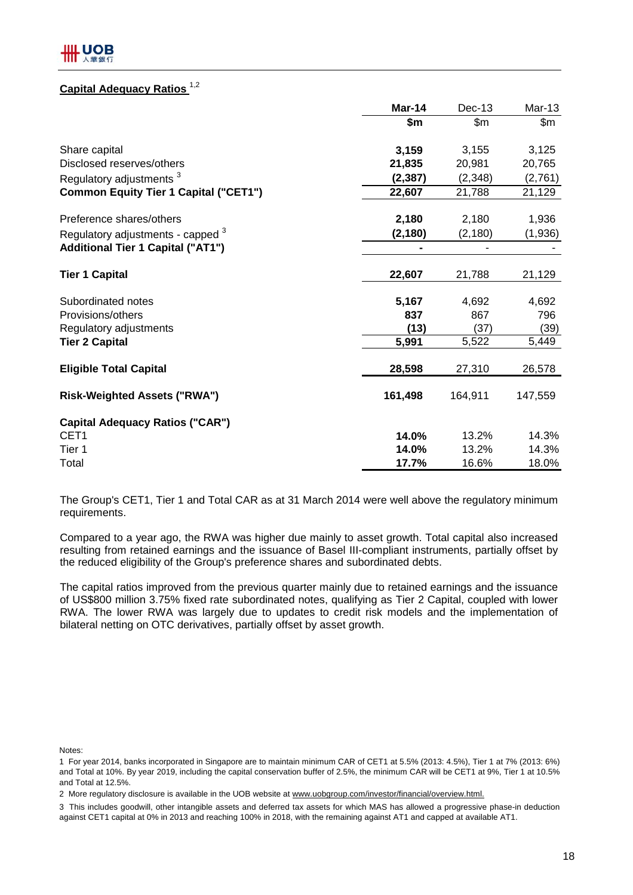## Capital Adequacy Ratios [1,2]

| | Mar-14 | Dec-13 | Mar-13 |
|---|---|---|---|
| | **$m** | $m | $m |
| Share capital | **3,159** | 3,155 | 3,125 |
| Disclosed reserves/others | **21,835** | 20,981 | 20,765 |
| Regulatory adjustments [3] | **(2,387)** | (2,348) | (2,761) |
| **Common Equity Tier 1 Capital ("CET1")** | **22,607** | 21,788 | 21,129 |
| Preference shares/others | **2,180** | 2,180 | 1,936 |
| Regulatory adjustments - capped [3] | **(2,180)** | (2,180) | (1,936) |
| **Additional Tier 1 Capital ("AT1")** | **-** | - | - |
| **Tier 1 Capital** | **22,607** | 21,788 | 21,129 |
| Subordinated notes | **5,167** | 4,692 | 4,692 |
| Provisions/others | **837** | 867 | 796 |
| Regulatory adjustments | **(13)** | (37) | (39) |
| **Tier 2 Capital** | **5,991** | 5,522 | 5,449 |
| **Eligible Total Capital** | **28,598** | 27,310 | 26,578 |
| **Risk-Weighted Assets ("RWA")** | **161,498** | 164,911 | 147,559 |
| **Capital Adequacy Ratios ("CAR")** | | | |
| CET1 | **14.0%** | 13.2% | 14.3% |
| Tier 1 | **14.0%** | 13.2% | 14.3% |
| Total | **17.7%** | 16.6% | 18.0% |

The Group's CET1, Tier 1 and Total CAR as at 31 March 2014 were well above the regulatory minimum requirements.

Compared to a year ago, the RWA was higher due mainly to asset growth. Total capital also increased resulting from retained earnings and the issuance of Basel III-compliant instruments, partially offset by the reduced eligibility of the Group's preference shares and subordinated debts.

The capital ratios improved from the previous quarter mainly due to retained earnings and the issuance of US$800 million 3.75% fixed rate subordinated notes, qualifying as Tier 2 Capital, coupled with lower RWA. The lower RWA was largely due to updates to credit risk models and the implementation of bilateral netting on OTC derivatives, partially offset by asset growth.

Notes:

1 For year 2014, banks incorporated in Singapore are to maintain minimum CAR of CET1 at 5.5% (2013: 4.5%), Tier 1 at 7% (2013: 6%) and Total at 10%. By year 2019, including the capital conservation buffer of 2.5%, the minimum CAR will be CET1 at 9%, Tier 1 at 10.5% and Total at 12.5%.

2 More regulatory disclosure is available in the UOB website at www.uobgroup.com/investor/financial/overview.html.

3 This includes goodwill, other intangible assets and deferred tax assets for which MAS has allowed a progressive phase-in deduction against CET1 capital at 0% in 2013 and reaching 100% in 2018, with the remaining against AT1 and capped at available AT1.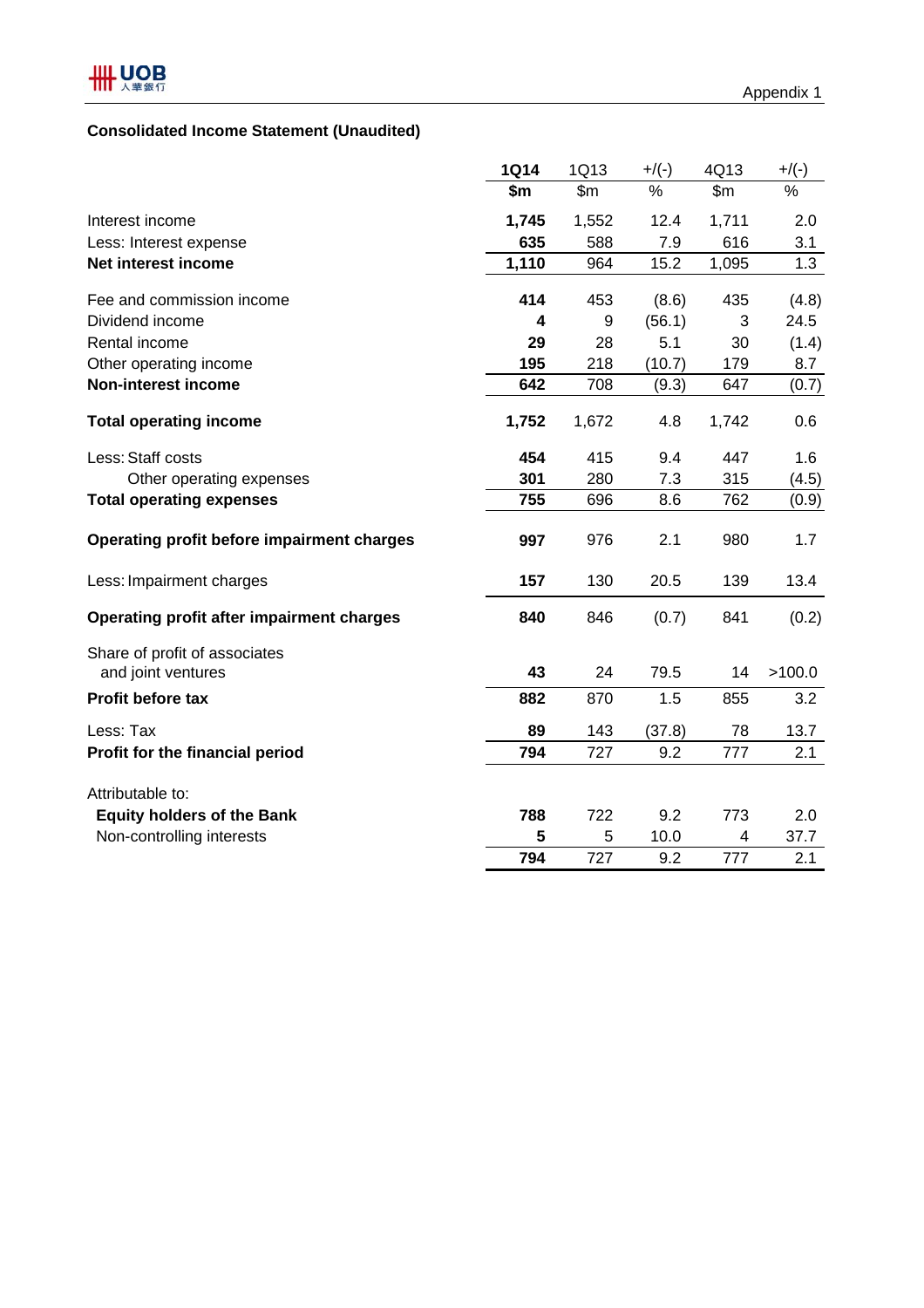Appendix 1

## Consolidated Income Statement (Unaudited)

| | 1Q14 | 1Q13 | +/(-) | 4Q13 | +/(-) |
|---|---|---|---|---|---|
| | $m | $m | % | $m | % |
| Interest income | 1,745 | 1,552 | 12.4 | 1,711 | 2.0 |
| Less: Interest expense | 635 | 588 | 7.9 | 616 | 3.1 |
| **Net interest income** | 1,110 | 964 | 15.2 | 1,095 | 1.3 |
| Fee and commission income | 414 | 453 | (8.6) | 435 | (4.8) |
| Dividend income | 4 | 9 | (56.1) | 3 | 24.5 |
| Rental income | 29 | 28 | 5.1 | 30 | (1.4) |
| Other operating income | 195 | 218 | (10.7) | 179 | 8.7 |
| **Non-interest income** | 642 | 708 | (9.3) | 647 | (0.7) |
| **Total operating income** | 1,752 | 1,672 | 4.8 | 1,742 | 0.6 |
| Less: Staff costs | 454 | 415 | 9.4 | 447 | 1.6 |
| Other operating expenses | 301 | 280 | 7.3 | 315 | (4.5) |
| **Total operating expenses** | 755 | 696 | 8.6 | 762 | (0.9) |
| **Operating profit before impairment charges** | 997 | 976 | 2.1 | 980 | 1.7 |
| Less: Impairment charges | 157 | 130 | 20.5 | 139 | 13.4 |
| **Operating profit after impairment charges** | 840 | 846 | (0.7) | 841 | (0.2) |
| Share of profit of associates and joint ventures | 43 | 24 | 79.5 | 14 | >100.0 |
| **Profit before tax** | 882 | 870 | 1.5 | 855 | 3.2 |
| Less: Tax | 89 | 143 | (37.8) | 78 | 13.7 |
| **Profit for the financial period** | 794 | 727 | 9.2 | 777 | 2.1 |
| Attributable to: | | | | | |
| **Equity holders of the Bank** | 788 | 722 | 9.2 | 773 | 2.0 |
| Non-controlling interests | 5 | 5 | 10.0 | 4 | 37.7 |
| | 794 | 727 | 9.2 | 777 | 2.1 |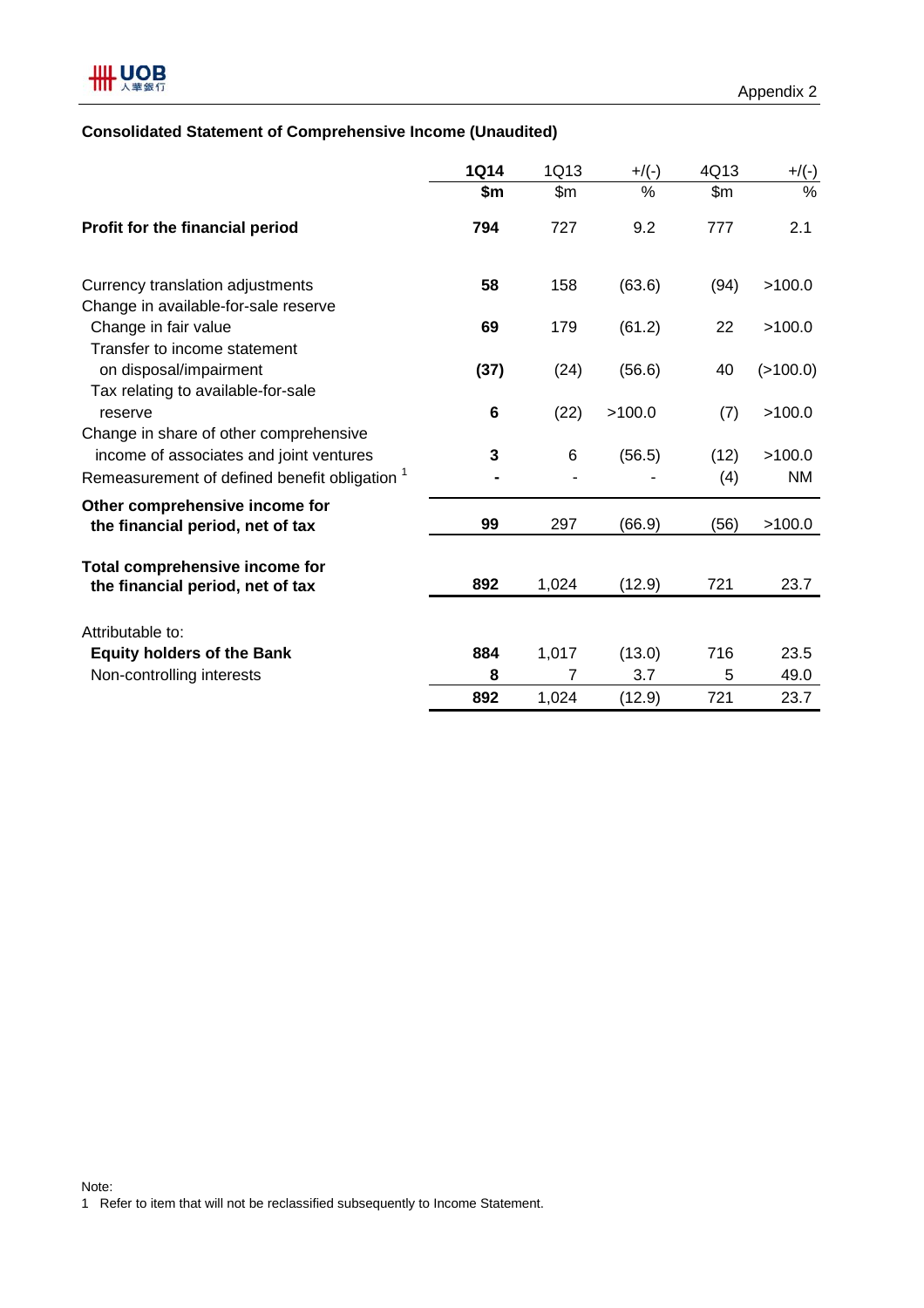Appendix 2

## Consolidated Statement of Comprehensive Income (Unaudited)

| | 1Q14 | 1Q13 | +/(-) | 4Q13 | +/(-) |
|---|---|---|---|---|---|
| | $m | $m | % | $m | % |
| **Profit for the financial period** | **794** | 727 | 9.2 | 777 | 2.1 |
| Currency translation adjustments | **58** | 158 | (63.6) | (94) | >100.0 |
| Change in available-for-sale reserve | | | | | |
| Change in fair value | **69** | 179 | (61.2) | 22 | >100.0 |
| Transfer to income statement on disposal/impairment | **(37)** | (24) | (56.6) | 40 | (>100.0) |
| Tax relating to available-for-sale reserve | **6** | (22) | >100.0 | (7) | >100.0 |
| Change in share of other comprehensive income of associates and joint ventures | **3** | 6 | (56.5) | (12) | >100.0 |
| Remeasurement of defined benefit obligation [1] | **-** | - | - | (4) | NM |
| **Other comprehensive income for the financial period, net of tax** | **99** | 297 | (66.9) | (56) | >100.0 |
| **Total comprehensive income for the financial period, net of tax** | **892** | 1,024 | (12.9) | 721 | 23.7 |
| Attributable to: | | | | | |
| **Equity holders of the Bank** | **884** | 1,017 | (13.0) | 716 | 23.5 |
| Non-controlling interests | **8** | 7 | 3.7 | 5 | 49.0 |
| | **892** | 1,024 | (12.9) | 721 | 23.7 |

Note:

1 Refer to item that will not be reclassified subsequently to Income Statement.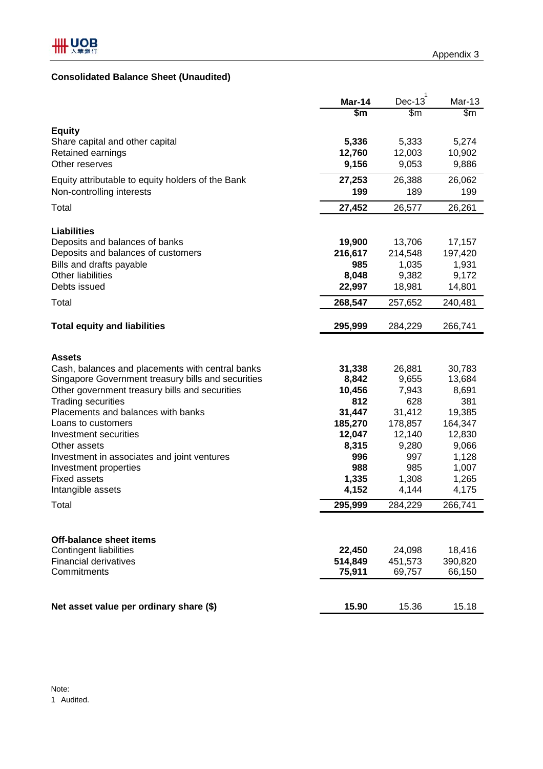Appendix 3

## Consolidated Balance Sheet (Unaudited)

| | **Mar-14** | Dec-13[1] | Mar-13 |
|---|---|---|---|
| | **$m** | $m | $m |
| **Equity** | | | |
| Share capital and other capital | **5,336** | 5,333 | 5,274 |
| Retained earnings | **12,760** | 12,003 | 10,902 |
| Other reserves | **9,156** | 9,053 | 9,886 |
| Equity attributable to equity holders of the Bank | **27,253** | 26,388 | 26,062 |
| Non-controlling interests | **199** | 189 | 199 |
| Total | **27,452** | 26,577 | 26,261 |
| **Liabilities** | | | |
| Deposits and balances of banks | **19,900** | 13,706 | 17,157 |
| Deposits and balances of customers | **216,617** | 214,548 | 197,420 |
| Bills and drafts payable | **985** | 1,035 | 1,931 |
| Other liabilities | **8,048** | 9,382 | 9,172 |
| Debts issued | **22,997** | 18,981 | 14,801 |
| Total | **268,547** | 257,652 | 240,481 |
| **Total equity and liabilities** | **295,999** | 284,229 | 266,741 |
| **Assets** | | | |
| Cash, balances and placements with central banks | **31,338** | 26,881 | 30,783 |
| Singapore Government treasury bills and securities | **8,842** | 9,655 | 13,684 |
| Other government treasury bills and securities | **10,456** | 7,943 | 8,691 |
| Trading securities | **812** | 628 | 381 |
| Placements and balances with banks | **31,447** | 31,412 | 19,385 |
| Loans to customers | **185,270** | 178,857 | 164,347 |
| Investment securities | **12,047** | 12,140 | 12,830 |
| Other assets | **8,315** | 9,280 | 9,066 |
| Investment in associates and joint ventures | **996** | 997 | 1,128 |
| Investment properties | **988** | 985 | 1,007 |
| Fixed assets | **1,335** | 1,308 | 1,265 |
| Intangible assets | **4,152** | 4,144 | 4,175 |
| Total | **295,999** | 284,229 | 266,741 |
| **Off-balance sheet items** | | | |
| Contingent liabilities | **22,450** | 24,098 | 18,416 |
| Financial derivatives | **514,849** | 451,573 | 390,820 |
| Commitments | **75,911** | 69,757 | 66,150 |
| **Net asset value per ordinary share ($)** | **15.90** | 15.36 | 15.18 |

Note:
1 Audited.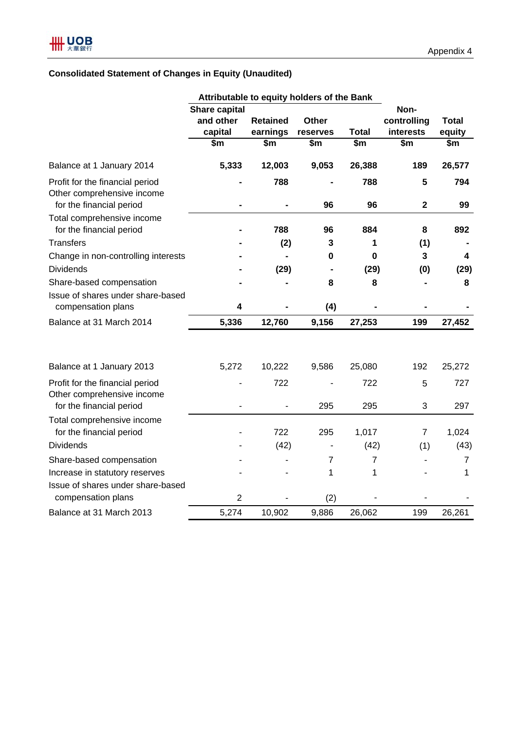Appendix 4

## Consolidated Statement of Changes in Equity (Unaudited)

| | Attributable to equity holders of the Bank | | | | | |
|---|---|---|---|---|---|---|
| | Share capital and other capital | Retained earnings | Other reserves | Total | Non-controlling interests | Total equity |
| | $m | $m | $m | $m | $m | $m |
| **Balance at 1 January 2014** | **5,333** | **12,003** | **9,053** | **26,388** | **189** | **26,577** |
| Profit for the financial period | **-** | **788** | **-** | **788** | **5** | **794** |
| Other comprehensive income for the financial period | **-** | **-** | **96** | **96** | **2** | **99** |
| Total comprehensive income for the financial period | **-** | **788** | **96** | **884** | **8** | **892** |
| Transfers | **-** | **(2)** | **3** | **1** | **(1)** | **-** |
| Change in non-controlling interests | **-** | **-** | **0** | **0** | **3** | **4** |
| Dividends | **-** | **(29)** | **-** | **(29)** | **(0)** | **(29)** |
| Share-based compensation | **-** | **-** | **8** | **8** | **-** | **8** |
| Issue of shares under share-based compensation plans | **4** | **-** | **(4)** | **-** | **-** | **-** |
| Balance at 31 March 2014 | **5,336** | **12,760** | **9,156** | **27,253** | **199** | **27,452** |
| | | | | | | |
| Balance at 1 January 2013 | 5,272 | 10,222 | 9,586 | 25,080 | 192 | 25,272 |
| Profit for the financial period | - | 722 | - | 722 | 5 | 727 |
| Other comprehensive income for the financial period | - | - | 295 | 295 | 3 | 297 |
| Total comprehensive income for the financial period | - | 722 | 295 | 1,017 | 7 | 1,024 |
| Dividends | - | (42) | - | (42) | (1) | (43) |
| Share-based compensation | - | - | 7 | 7 | - | 7 |
| Increase in statutory reserves | - | - | 1 | 1 | - | 1 |
| Issue of shares under share-based compensation plans | 2 | - | (2) | - | - | - |
| Balance at 31 March 2013 | 5,274 | 10,902 | 9,886 | 26,062 | 199 | 26,261 |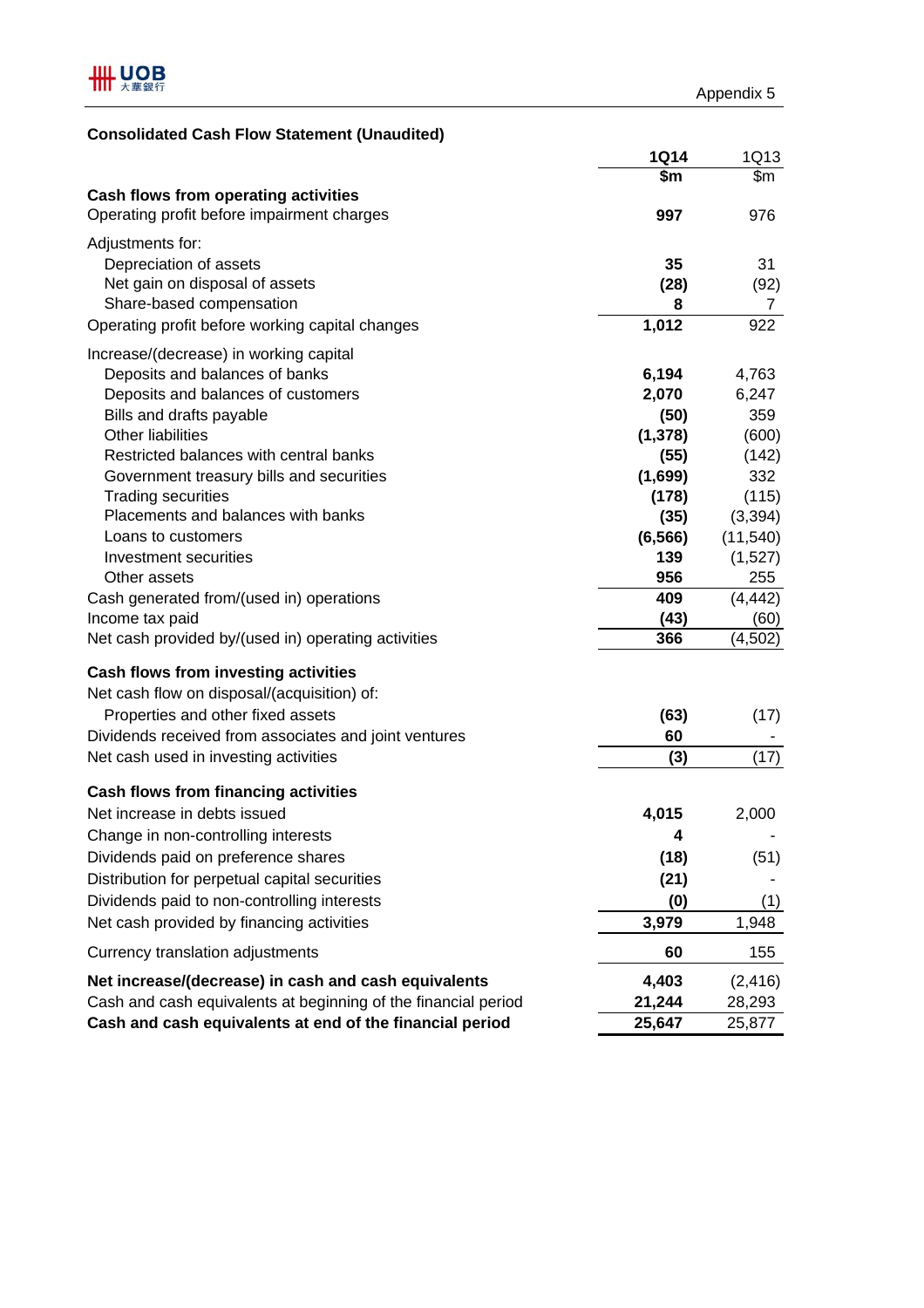Appendix 5

## Consolidated Cash Flow Statement (Unaudited)

| | 1Q14 | 1Q13 |
|---|---|---|
| | $m | $m |
| **Cash flows from operating activities** | | |
| Operating profit before impairment charges | **997** | 976 |
| Adjustments for: | | |
| Depreciation of assets | **35** | 31 |
| Net gain on disposal of assets | **(28)** | (92) |
| Share-based compensation | **8** | 7 |
| Operating profit before working capital changes | **1,012** | 922 |
| Increase/(decrease) in working capital | | |
| Deposits and balances of banks | **6,194** | 4,763 |
| Deposits and balances of customers | **2,070** | 6,247 |
| Bills and drafts payable | **(50)** | 359 |
| Other liabilities | **(1,378)** | (600) |
| Restricted balances with central banks | **(55)** | (142) |
| Government treasury bills and securities | **(1,699)** | 332 |
| Trading securities | **(178)** | (115) |
| Placements and balances with banks | **(35)** | (3,394) |
| Loans to customers | **(6,566)** | (11,540) |
| Investment securities | **139** | (1,527) |
| Other assets | **956** | 255 |
| Cash generated from/(used in) operations | **409** | (4,442) |
| Income tax paid | **(43)** | (60) |
| Net cash provided by/(used in) operating activities | **366** | (4,502) |
| **Cash flows from investing activities** | | |
| Net cash flow on disposal/(acquisition) of: | | |
| Properties and other fixed assets | **(63)** | (17) |
| Dividends received from associates and joint ventures | **60** | - |
| Net cash used in investing activities | **(3)** | (17) |
| **Cash flows from financing activities** | | |
| Net increase in debts issued | **4,015** | 2,000 |
| Change in non-controlling interests | **4** | - |
| Dividends paid on preference shares | **(18)** | (51) |
| Distribution for perpetual capital securities | **(21)** | - |
| Dividends paid to non-controlling interests | **(0)** | (1) |
| Net cash provided by financing activities | **3,979** | 1,948 |
| Currency translation adjustments | **60** | 155 |
| **Net increase/(decrease) in cash and cash equivalents** | **4,403** | (2,416) |
| Cash and cash equivalents at beginning of the financial period | **21,244** | 28,293 |
| **Cash and cash equivalents at end of the financial period** | **25,647** | 25,877 |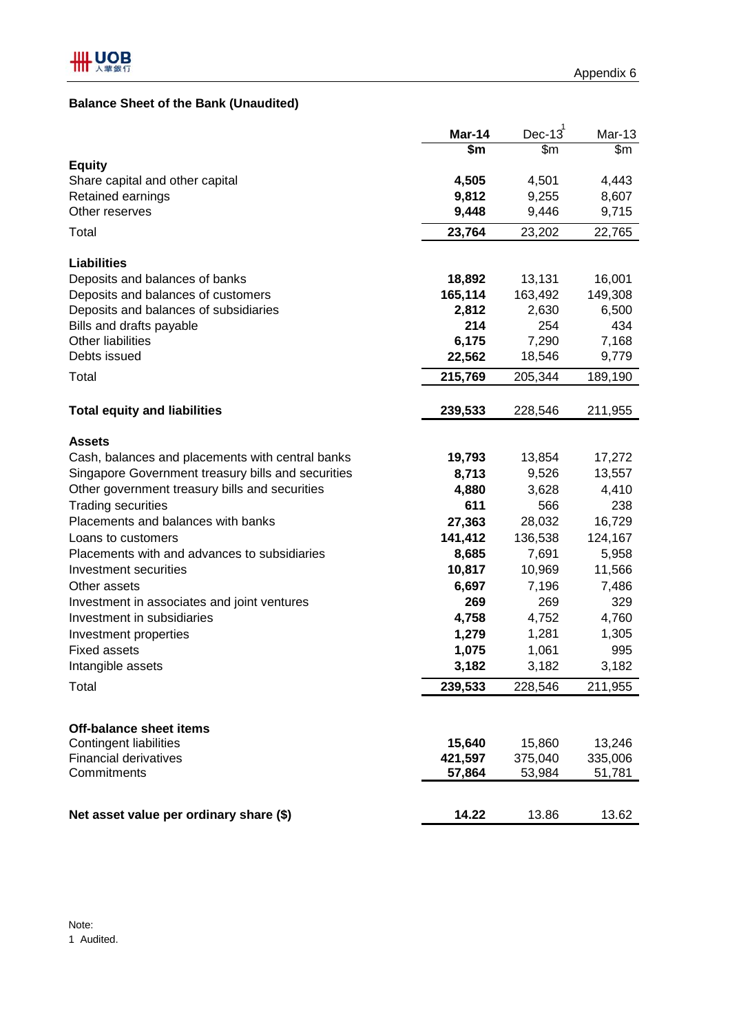Appendix 6

## Balance Sheet of the Bank (Unaudited)

| | Mar-14 | Dec-13[1] | Mar-13 |
|---|---|---|---|
| | $m | $m | $m |
| **Equity** | | | |
| Share capital and other capital | **4,505** | 4,501 | 4,443 |
| Retained earnings | **9,812** | 9,255 | 8,607 |
| Other reserves | **9,448** | 9,446 | 9,715 |
| Total | **23,764** | 23,202 | 22,765 |
| | | | |
| **Liabilities** | | | |
| Deposits and balances of banks | **18,892** | 13,131 | 16,001 |
| Deposits and balances of customers | **165,114** | 163,492 | 149,308 |
| Deposits and balances of subsidiaries | **2,812** | 2,630 | 6,500 |
| Bills and drafts payable | **214** | 254 | 434 |
| Other liabilities | **6,175** | 7,290 | 7,168 |
| Debts issued | **22,562** | 18,546 | 9,779 |
| Total | **215,769** | 205,344 | 189,190 |
| | | | |
| **Total equity and liabilities** | **239,533** | 228,546 | 211,955 |
| | | | |
| **Assets** | | | |
| Cash, balances and placements with central banks | **19,793** | 13,854 | 17,272 |
| Singapore Government treasury bills and securities | **8,713** | 9,526 | 13,557 |
| Other government treasury bills and securities | **4,880** | 3,628 | 4,410 |
| Trading securities | **611** | 566 | 238 |
| Placements and balances with banks | **27,363** | 28,032 | 16,729 |
| Loans to customers | **141,412** | 136,538 | 124,167 |
| Placements with and advances to subsidiaries | **8,685** | 7,691 | 5,958 |
| Investment securities | **10,817** | 10,969 | 11,566 |
| Other assets | **6,697** | 7,196 | 7,486 |
| Investment in associates and joint ventures | **269** | 269 | 329 |
| Investment in subsidiaries | **4,758** | 4,752 | 4,760 |
| Investment properties | **1,279** | 1,281 | 1,305 |
| Fixed assets | **1,075** | 1,061 | 995 |
| Intangible assets | **3,182** | 3,182 | 3,182 |
| Total | **239,533** | 228,546 | 211,955 |
| | | | |
| **Off-balance sheet items** | | | |
| Contingent liabilities | **15,640** | 15,860 | 13,246 |
| Financial derivatives | **421,597** | 375,040 | 335,006 |
| Commitments | **57,864** | 53,984 | 51,781 |
| | | | |
| **Net asset value per ordinary share ($)** | **14.22** | 13.86 | 13.62 |

Note:
1 Audited.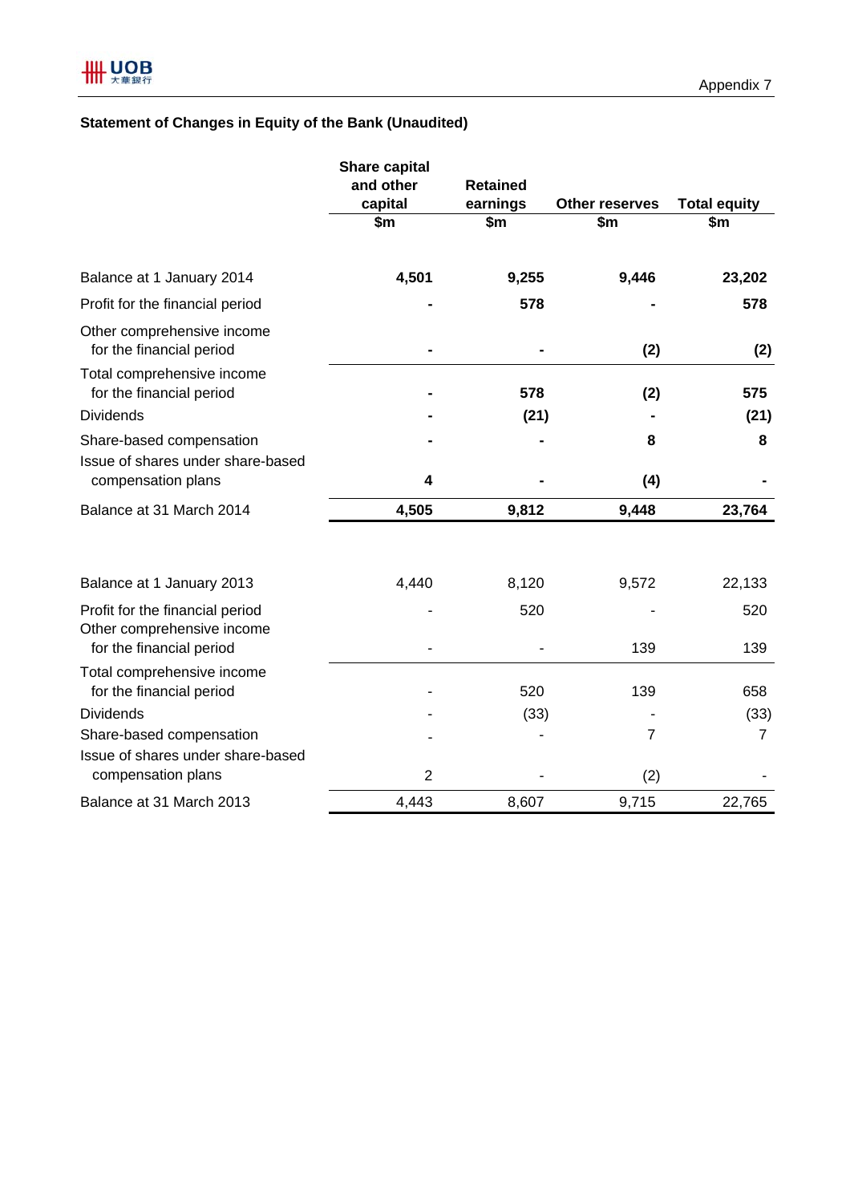Appendix 7

### Statement of Changes in Equity of the Bank (Unaudited)

| | Share capital and other capital<br>$m | Retained earnings<br>$m | Other reserves<br>$m | Total equity<br>$m |
|---|---|---|---|---|
| **Balance at 1 January 2014** | **4,501** | **9,255** | **9,446** | **23,202** |
| **Profit for the financial period** | **-** | **578** | **-** | **578** |
| **Other comprehensive income for the financial period** | **-** | **-** | **(2)** | **(2)** |
| **Total comprehensive income for the financial period** | **-** | **578** | **(2)** | **575** |
| **Dividends** | **-** | **(21)** | **-** | **(21)** |
| **Share-based compensation** | **-** | **-** | **8** | **8** |
| **Issue of shares under share-based compensation plans** | **4** | **-** | **(4)** | **-** |
| **Balance at 31 March 2014** | **4,505** | **9,812** | **9,448** | **23,764** |
| | | | | |
| Balance at 1 January 2013 | 4,440 | 8,120 | 9,572 | 22,133 |
| Profit for the financial period | - | 520 | - | 520 |
| Other comprehensive income for the financial period | - | - | 139 | 139 |
| Total comprehensive income for the financial period | - | 520 | 139 | 658 |
| Dividends | - | (33) | - | (33) |
| Share-based compensation | - | - | 7 | 7 |
| Issue of shares under share-based compensation plans | 2 | - | (2) | - |
| Balance at 31 March 2013 | 4,443 | 8,607 | 9,715 | 22,765 |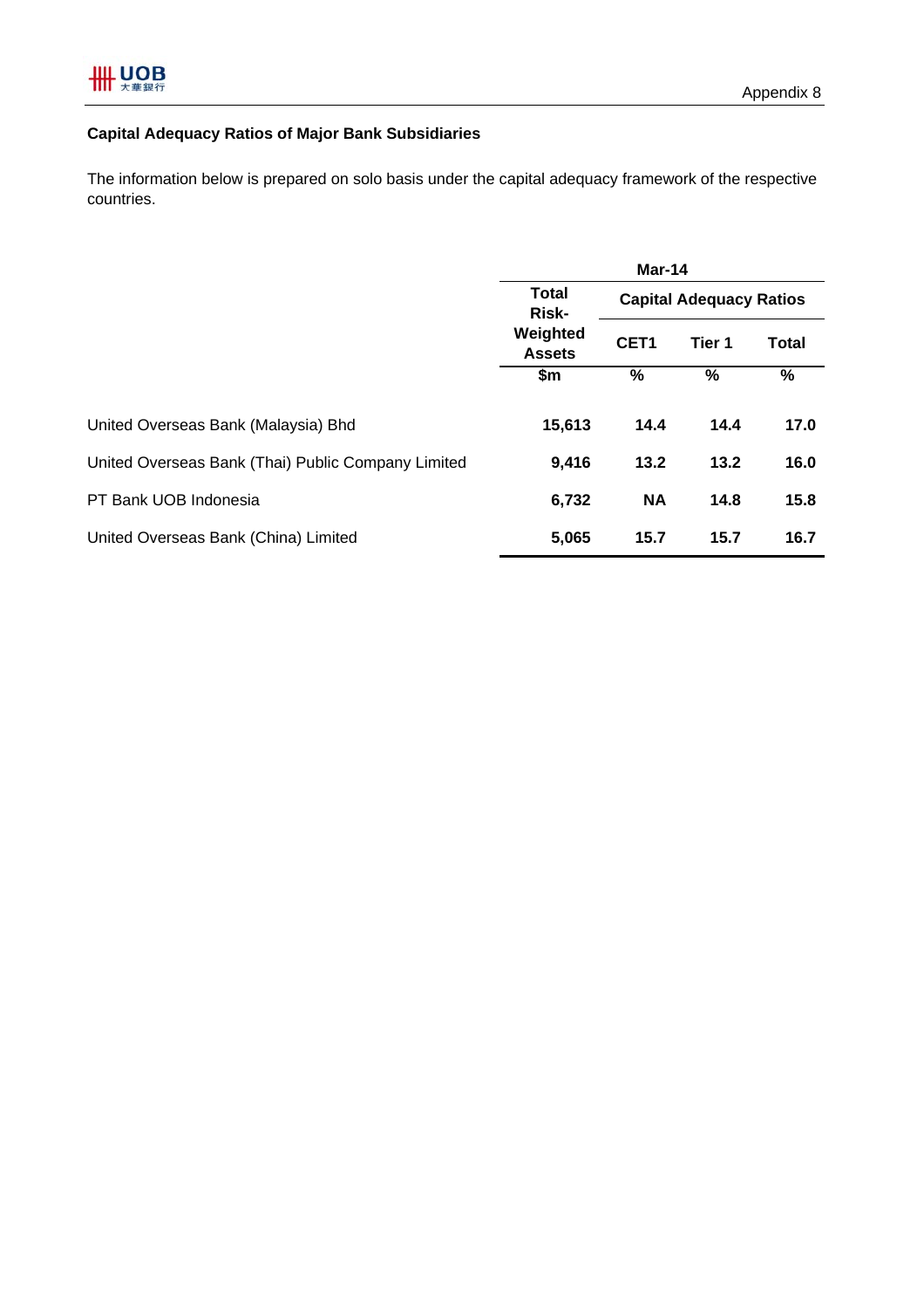Appendix 8

## Capital Adequacy Ratios of Major Bank Subsidiaries

The information below is prepared on solo basis under the capital adequacy framework of the respective countries.

| | Mar-14 | | | |
|---|---|---|---|---|
| | Total Risk-Weighted Assets | Capital Adequacy Ratios | | |
| | | CET1 | Tier 1 | Total |
| | $m | % | % | % |
| United Overseas Bank (Malaysia) Bhd | **15,613** | **14.4** | **14.4** | **17.0** |
| United Overseas Bank (Thai) Public Company Limited | **9,416** | **13.2** | **13.2** | **16.0** |
| PT Bank UOB Indonesia | **6,732** | **NA** | **14.8** | **15.8** |
| United Overseas Bank (China) Limited | **5,065** | **15.7** | **15.7** | **16.7** |